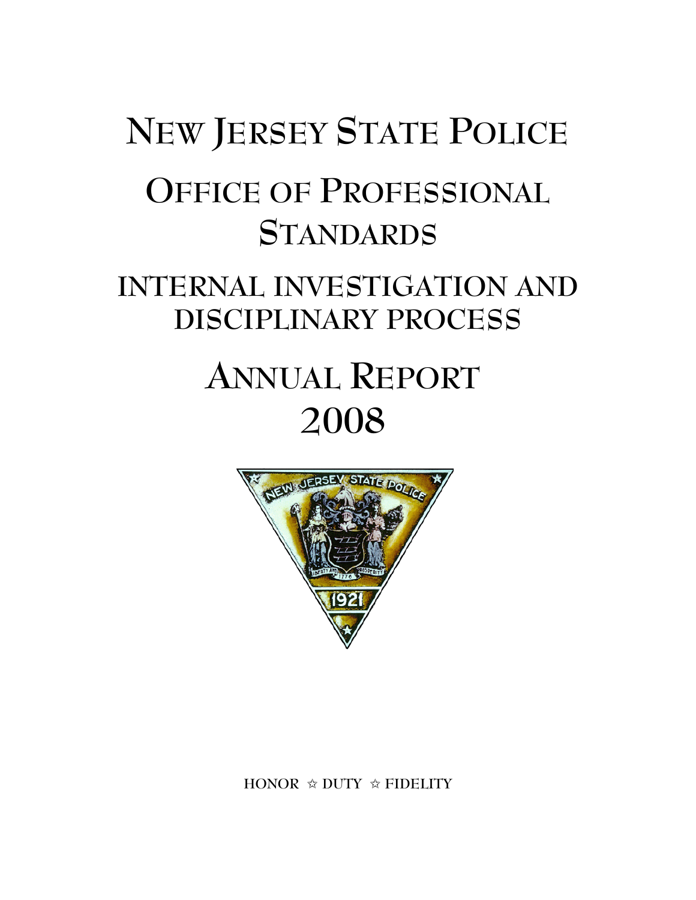# NEW JERSEY STATE POLICE

## OFFICE OF PROFESSIONAL STANDARDS

### INTERNAL INVESTIGATION AND DISCIPLINARY PROCESS

## ANNUAL REPORT 2008

HONOR ☆ DUTY ☆ FIDELITY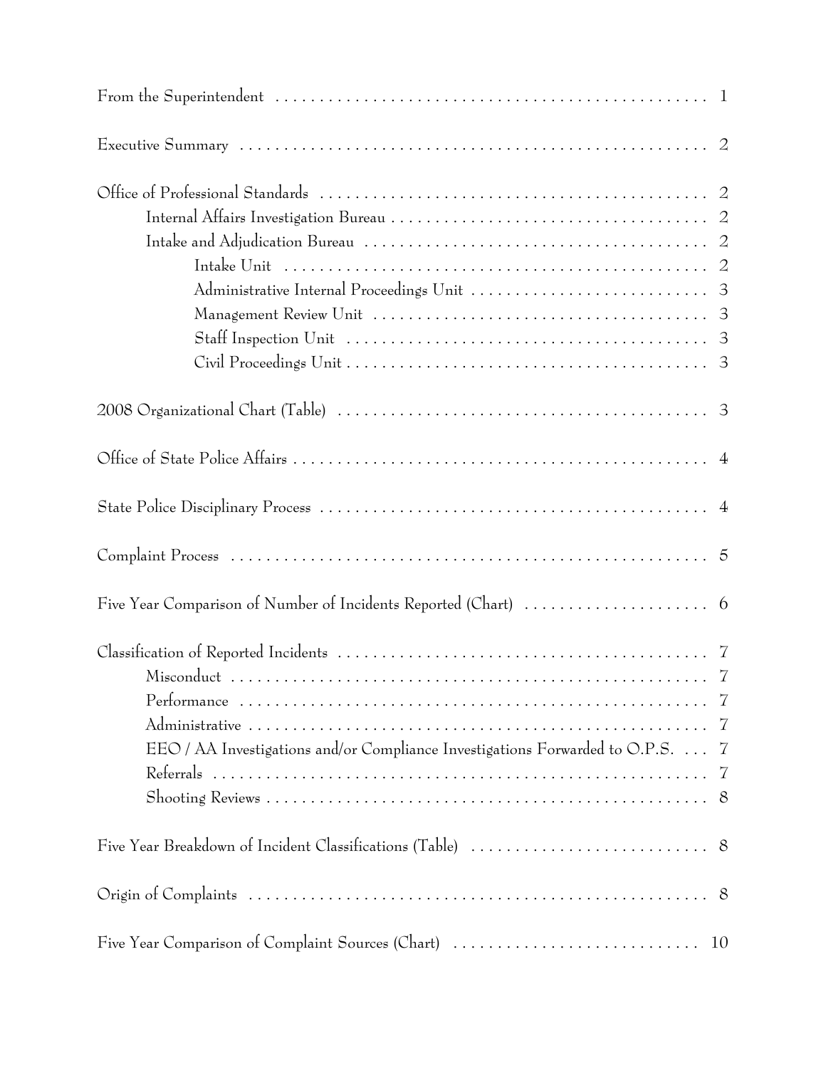From the Superintendent . . . . . . . . . . . . . . . . . . . . . . . . . . . . . . . . . . . . . . . . . . . . . . . . . 1

Executive Summary . . . . . . . . . . . . . . . . . . . . . . . . . . . . . . . . . . . . . . . . . . . . . . . . . . . 2

Office of Professional Standards . . . . . . . . . . . . . . . . . . . . . . . . . . . . . . . . . . . . . . . . . . . . 2

- Internal Affairs Investigation Bureau . . . . . . . . . . . . . . . . . . . . . . . . . . . . . . . . . . . . 2
- Intake and Adjudication Bureau . . . . . . . . . . . . . . . . . . . . . . . . . . . . . . . . . . . . . . . 2
  - Intake Unit . . . . . . . . . . . . . . . . . . . . . . . . . . . . . . . . . . . . . . . . . . . . . . . . 2
  - Administrative Internal Proceedings Unit . . . . . . . . . . . . . . . . . . . . . . . . . . . 3
  - Management Review Unit . . . . . . . . . . . . . . . . . . . . . . . . . . . . . . . . . . . . . . 3
  - Staff Inspection Unit . . . . . . . . . . . . . . . . . . . . . . . . . . . . . . . . . . . . . . . . . . 3
  - Civil Proceedings Unit . . . . . . . . . . . . . . . . . . . . . . . . . . . . . . . . . . . . . . . . . 3

2008 Organizational Chart (Table) . . . . . . . . . . . . . . . . . . . . . . . . . . . . . . . . . . . . . . . . . . 3

Office of State Police Affairs . . . . . . . . . . . . . . . . . . . . . . . . . . . . . . . . . . . . . . . . . . . . . . . 4

State Police Disciplinary Process . . . . . . . . . . . . . . . . . . . . . . . . . . . . . . . . . . . . . . . . . . . . 4

Complaint Process . . . . . . . . . . . . . . . . . . . . . . . . . . . . . . . . . . . . . . . . . . . . . . . . . . . . . 5

Five Year Comparison of Number of Incidents Reported (Chart) . . . . . . . . . . . . . . . . . . . . . 6

Classification of Reported Incidents . . . . . . . . . . . . . . . . . . . . . . . . . . . . . . . . . . . . . . . . . . 7

- Misconduct . . . . . . . . . . . . . . . . . . . . . . . . . . . . . . . . . . . . . . . . . . . . . . . . . . . . . 7
- Performance . . . . . . . . . . . . . . . . . . . . . . . . . . . . . . . . . . . . . . . . . . . . . . . . . . . . 7
- Administrative . . . . . . . . . . . . . . . . . . . . . . . . . . . . . . . . . . . . . . . . . . . . . . . . . . . 7
- EEO / AA Investigations and/or Compliance Investigations Forwarded to O.P.S. . . . . 7
- Referrals . . . . . . . . . . . . . . . . . . . . . . . . . . . . . . . . . . . . . . . . . . . . . . . . . . . . . . . 7
- Shooting Reviews . . . . . . . . . . . . . . . . . . . . . . . . . . . . . . . . . . . . . . . . . . . . . . . . . 8

Five Year Breakdown of Incident Classifications (Table) . . . . . . . . . . . . . . . . . . . . . . . . . . . 8

Origin of Complaints . . . . . . . . . . . . . . . . . . . . . . . . . . . . . . . . . . . . . . . . . . . . . . . . . . . . 8

Five Year Comparison of Complaint Sources (Chart) . . . . . . . . . . . . . . . . . . . . . . . . . . . . 10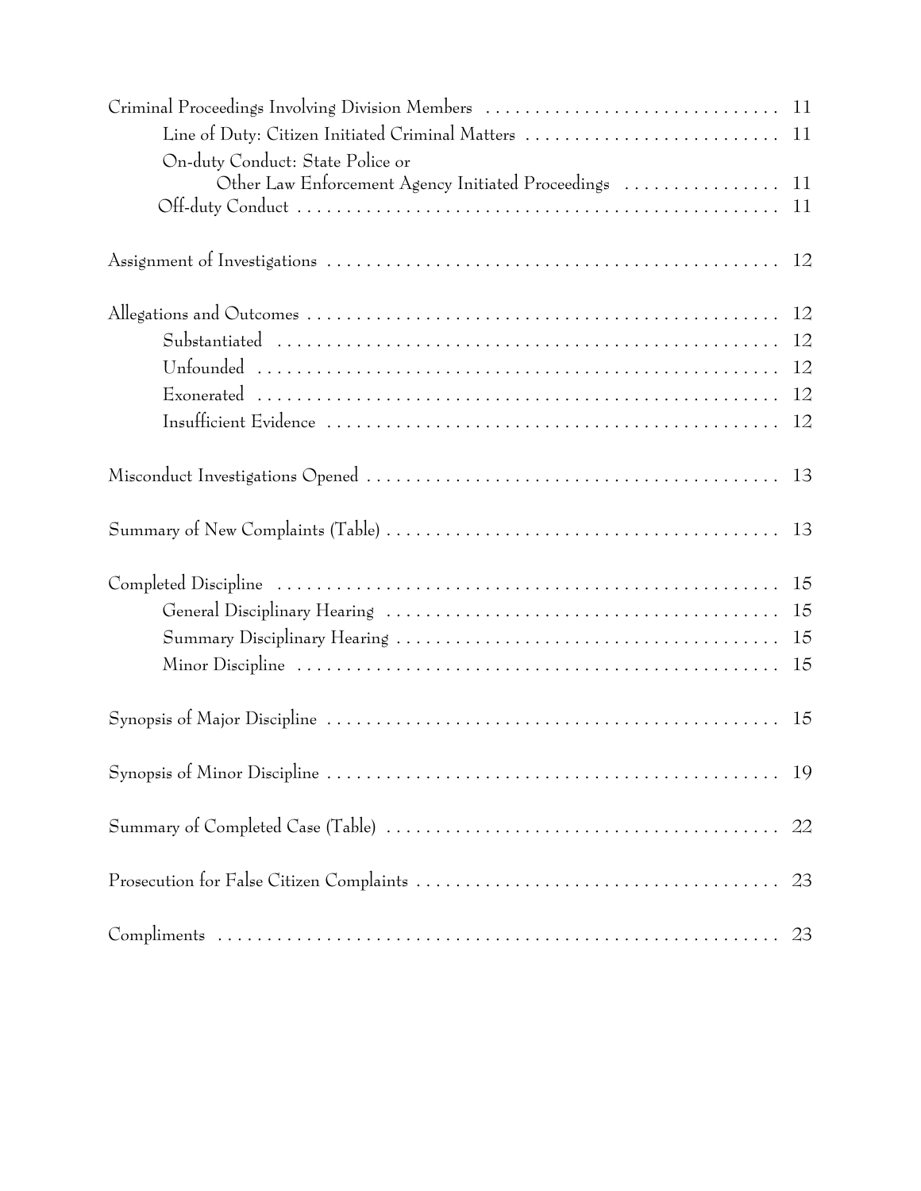| | |
|---|---|
| Criminal Proceedings Involving Division Members | 11 |
| Line of Duty: Citizen Initiated Criminal Matters | 11 |
| On-duty Conduct: State Police or Other Law Enforcement Agency Initiated Proceedings | 11 |
| Off-duty Conduct | 11 |
| Assignment of Investigations | 12 |
| Allegations and Outcomes | 12 |
| Substantiated | 12 |
| Unfounded | 12 |
| Exonerated | 12 |
| Insufficient Evidence | 12 |
| Misconduct Investigations Opened | 13 |
| Summary of New Complaints (Table) | 13 |
| Completed Discipline | 15 |
| General Disciplinary Hearing | 15 |
| Summary Disciplinary Hearing | 15 |
| Minor Discipline | 15 |
| Synopsis of Major Discipline | 15 |
| Synopsis of Minor Discipline | 19 |
| Summary of Completed Case (Table) | 22 |
| Prosecution for False Citizen Complaints | 23 |
| Compliments | 23 |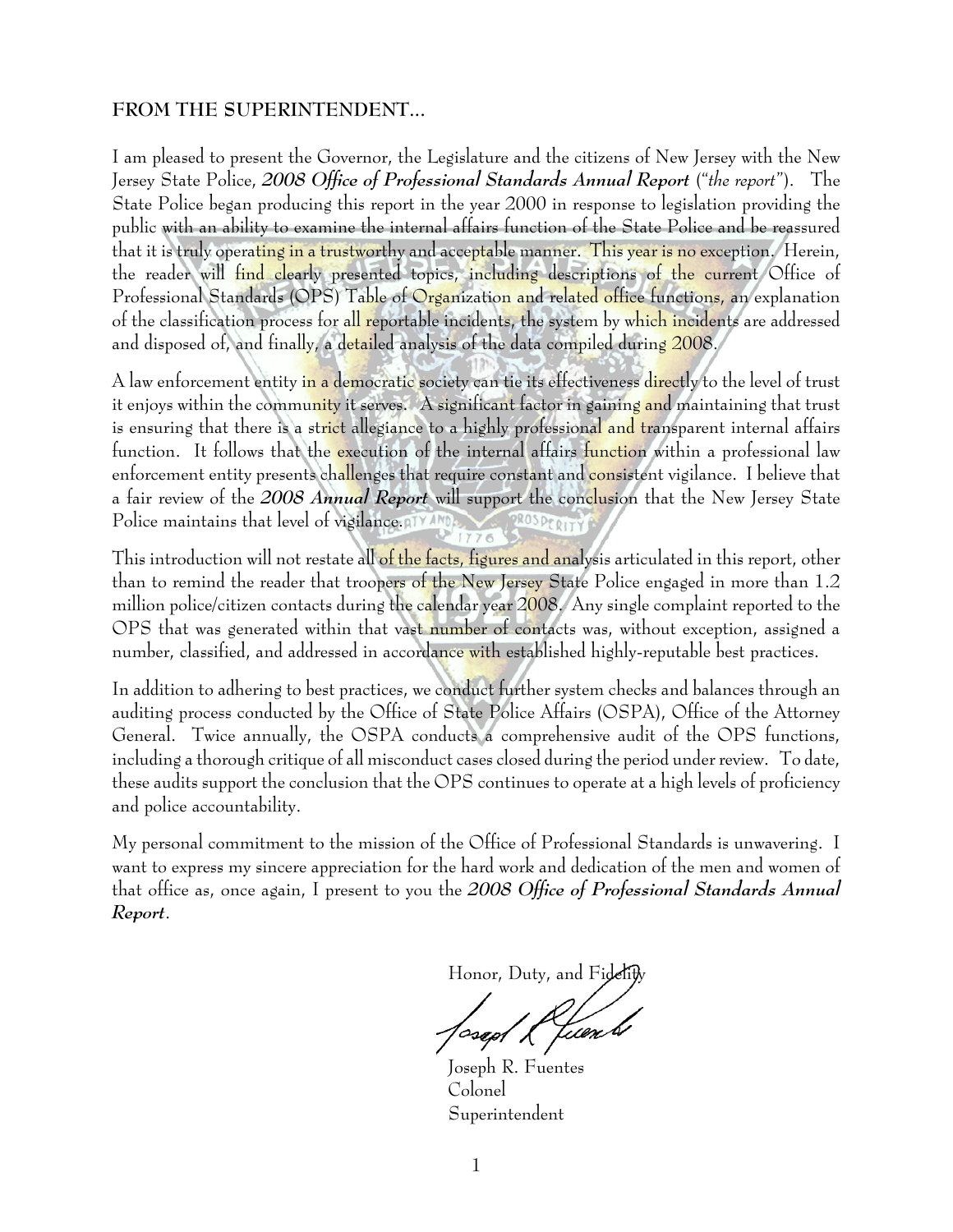## FROM THE SUPERINTENDENT…

I am pleased to present the Governor, the Legislature and the citizens of New Jersey with the New Jersey State Police, ***2008 Office of Professional Standards Annual Report*** (*"the report"*). The State Police began producing this report in the year 2000 in response to legislation providing the public with an ability to examine the internal affairs function of the State Police and be reassured that it is truly operating in a trustworthy and acceptable manner. This year is no exception. Herein, the reader will find clearly presented topics, including descriptions of the current Office of Professional Standards (OPS) Table of Organization and related office functions, an explanation of the classification process for all reportable incidents, the system by which incidents are addressed and disposed of, and finally, a detailed analysis of the data compiled during 2008.

A law enforcement entity in a democratic society can tie its effectiveness directly to the level of trust it enjoys within the community it serves. A significant factor in gaining and maintaining that trust is ensuring that there is a strict allegiance to a highly professional and transparent internal affairs function. It follows that the execution of the internal affairs function within a professional law enforcement entity presents challenges that require constant and consistent vigilance. I believe that a fair review of the ***2008 Annual Report*** will support the conclusion that the New Jersey State Police maintains that level of vigilance.

This introduction will not restate all of the facts, figures and analysis articulated in this report, other than to remind the reader that troopers of the New Jersey State Police engaged in more than 1.2 million police/citizen contacts during the calendar year 2008. Any single complaint reported to the OPS that was generated within that vast number of contacts was, without exception, assigned a number, classified, and addressed in accordance with established highly-reputable best practices.

In addition to adhering to best practices, we conduct further system checks and balances through an auditing process conducted by the Office of State Police Affairs (OSPA), Office of the Attorney General. Twice annually, the OSPA conducts a comprehensive audit of the OPS functions, including a thorough critique of all misconduct cases closed during the period under review. To date, these audits support the conclusion that the OPS continues to operate at a high levels of proficiency and police accountability.

My personal commitment to the mission of the Office of Professional Standards is unwavering. I want to express my sincere appreciation for the hard work and dedication of the men and women of that office as, once again, I present to you the ***2008 Office of Professional Standards Annual Report***.

Honor, Duty, and Fidelity

Joseph R. Fuentes
Colonel
Superintendent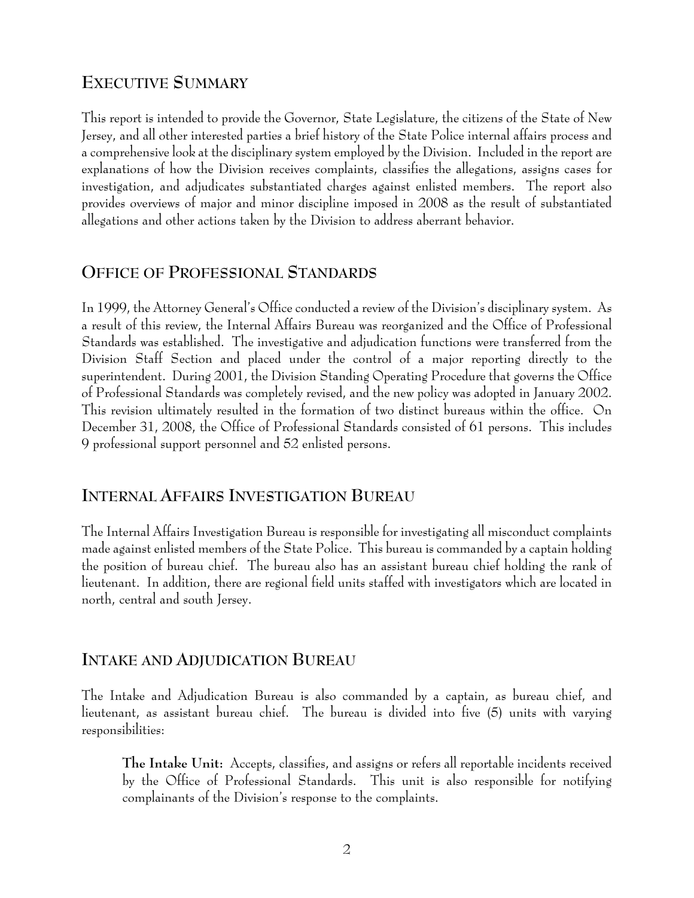## EXECUTIVE SUMMARY

This report is intended to provide the Governor, State Legislature, the citizens of the State of New Jersey, and all other interested parties a brief history of the State Police internal affairs process and a comprehensive look at the disciplinary system employed by the Division. Included in the report are explanations of how the Division receives complaints, classifies the allegations, assigns cases for investigation, and adjudicates substantiated charges against enlisted members. The report also provides overviews of major and minor discipline imposed in 2008 as the result of substantiated allegations and other actions taken by the Division to address aberrant behavior.

## OFFICE OF PROFESSIONAL STANDARDS

In 1999, the Attorney General's Office conducted a review of the Division's disciplinary system. As a result of this review, the Internal Affairs Bureau was reorganized and the Office of Professional Standards was established. The investigative and adjudication functions were transferred from the Division Staff Section and placed under the control of a major reporting directly to the superintendent. During 2001, the Division Standing Operating Procedure that governs the Office of Professional Standards was completely revised, and the new policy was adopted in January 2002. This revision ultimately resulted in the formation of two distinct bureaus within the office. On December 31, 2008, the Office of Professional Standards consisted of 61 persons. This includes 9 professional support personnel and 52 enlisted persons.

## INTERNAL AFFAIRS INVESTIGATION BUREAU

The Internal Affairs Investigation Bureau is responsible for investigating all misconduct complaints made against enlisted members of the State Police. This bureau is commanded by a captain holding the position of bureau chief. The bureau also has an assistant bureau chief holding the rank of lieutenant. In addition, there are regional field units staffed with investigators which are located in north, central and south Jersey.

## INTAKE AND ADJUDICATION BUREAU

The Intake and Adjudication Bureau is also commanded by a captain, as bureau chief, and lieutenant, as assistant bureau chief. The bureau is divided into five (5) units with varying responsibilities:

> **The Intake Unit:** Accepts, classifies, and assigns or refers all reportable incidents received by the Office of Professional Standards. This unit is also responsible for notifying complainants of the Division's response to the complaints.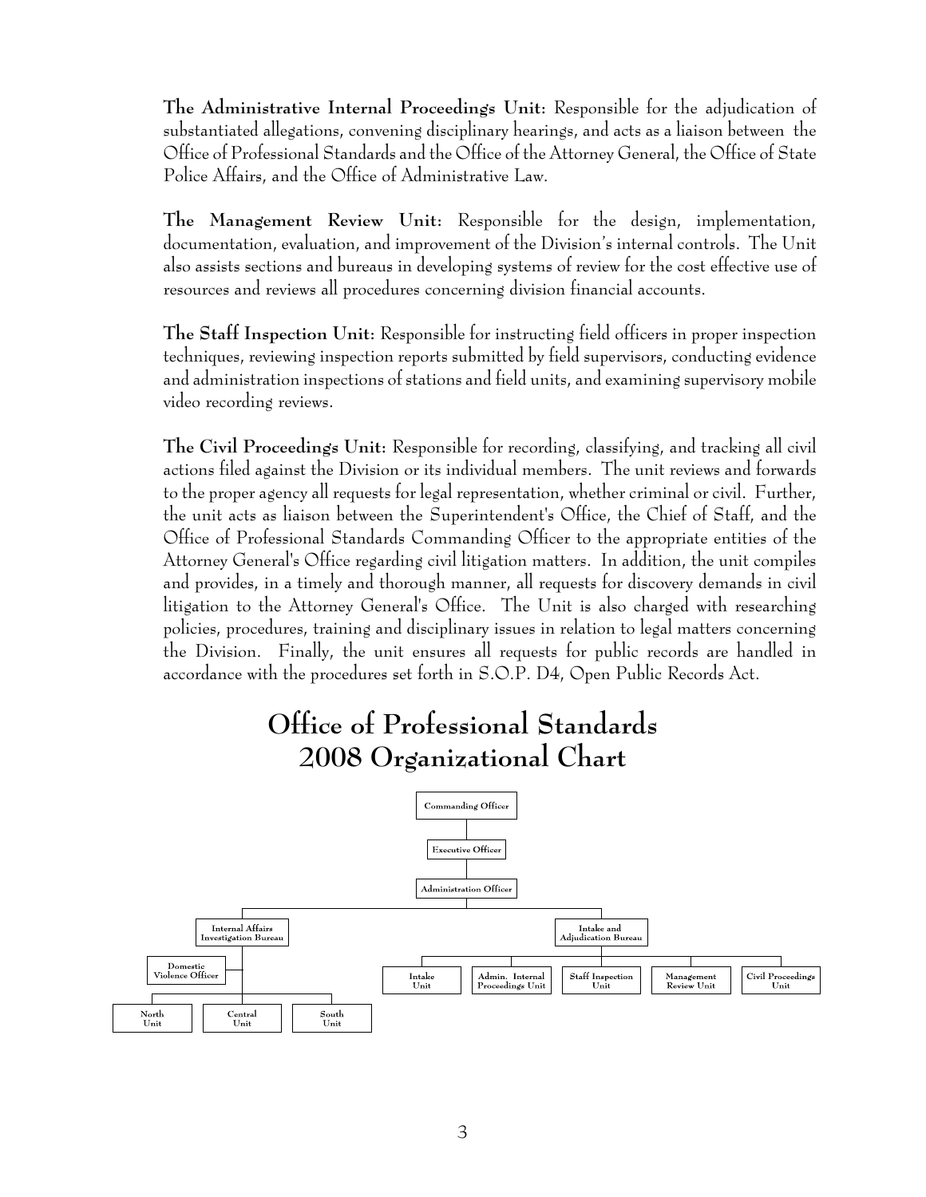**The Administrative Internal Proceedings Unit:** Responsible for the adjudication of substantiated allegations, convening disciplinary hearings, and acts as a liaison between the Office of Professional Standards and the Office of the Attorney General, the Office of State Police Affairs, and the Office of Administrative Law.

**The Management Review Unit:** Responsible for the design, implementation, documentation, evaluation, and improvement of the Division's internal controls. The Unit also assists sections and bureaus in developing systems of review for the cost effective use of resources and reviews all procedures concerning division financial accounts.

**The Staff Inspection Unit:** Responsible for instructing field officers in proper inspection techniques, reviewing inspection reports submitted by field supervisors, conducting evidence and administration inspections of stations and field units, and examining supervisory mobile video recording reviews.

**The Civil Proceedings Unit:** Responsible for recording, classifying, and tracking all civil actions filed against the Division or its individual members. The unit reviews and forwards to the proper agency all requests for legal representation, whether criminal or civil. Further, the unit acts as liaison between the Superintendent's Office, the Chief of Staff, and the Office of Professional Standards Commanding Officer to the appropriate entities of the Attorney General's Office regarding civil litigation matters. In addition, the unit compiles and provides, in a timely and thorough manner, all requests for discovery demands in civil litigation to the Attorney General's Office. The Unit is also charged with researching policies, procedures, training and disciplinary issues in relation to legal matters concerning the Division. Finally, the unit ensures all requests for public records are handled in accordance with the procedures set forth in S.O.P. D4, Open Public Records Act.

# Office of Professional Standards 2008 Organizational Chart

- Commanding Officer
  - Executive Officer
    - Administration Officer
      - Internal Affairs Investigation Bureau
        - Domestic Violence Officer
        - North Unit
        - Central Unit
        - South Unit
      - Intake and Adjudication Bureau
        - Intake Unit
        - Admin. Internal Proceedings Unit
        - Staff Inspection Unit
        - Management Review Unit
        - Civil Proceedings Unit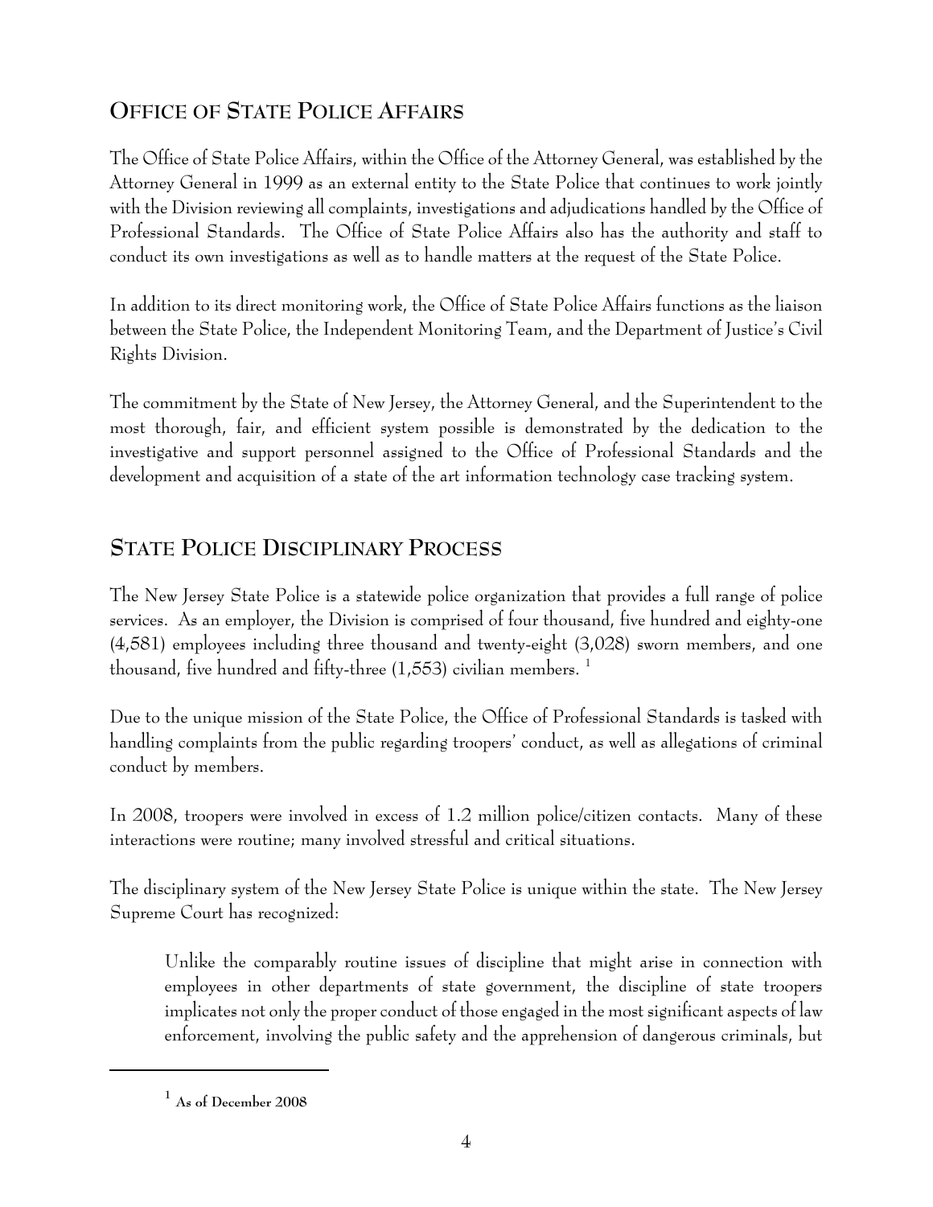## OFFICE OF STATE POLICE AFFAIRS

The Office of State Police Affairs, within the Office of the Attorney General, was established by the Attorney General in 1999 as an external entity to the State Police that continues to work jointly with the Division reviewing all complaints, investigations and adjudications handled by the Office of Professional Standards. The Office of State Police Affairs also has the authority and staff to conduct its own investigations as well as to handle matters at the request of the State Police.

In addition to its direct monitoring work, the Office of State Police Affairs functions as the liaison between the State Police, the Independent Monitoring Team, and the Department of Justice's Civil Rights Division.

The commitment by the State of New Jersey, the Attorney General, and the Superintendent to the most thorough, fair, and efficient system possible is demonstrated by the dedication to the investigative and support personnel assigned to the Office of Professional Standards and the development and acquisition of a state of the art information technology case tracking system.

## STATE POLICE DISCIPLINARY PROCESS

The New Jersey State Police is a statewide police organization that provides a full range of police services. As an employer, the Division is comprised of four thousand, five hundred and eighty-one (4,581) employees including three thousand and twenty-eight (3,028) sworn members, and one thousand, five hundred and fifty-three (1,553) civilian members. [1]

Due to the unique mission of the State Police, the Office of Professional Standards is tasked with handling complaints from the public regarding troopers' conduct, as well as allegations of criminal conduct by members.

In 2008, troopers were involved in excess of 1.2 million police/citizen contacts. Many of these interactions were routine; many involved stressful and critical situations.

The disciplinary system of the New Jersey State Police is unique within the state. The New Jersey Supreme Court has recognized:

> Unlike the comparably routine issues of discipline that might arise in connection with employees in other departments of state government, the discipline of state troopers implicates not only the proper conduct of those engaged in the most significant aspects of law enforcement, involving the public safety and the apprehension of dangerous criminals, but

[1] **As of December 2008**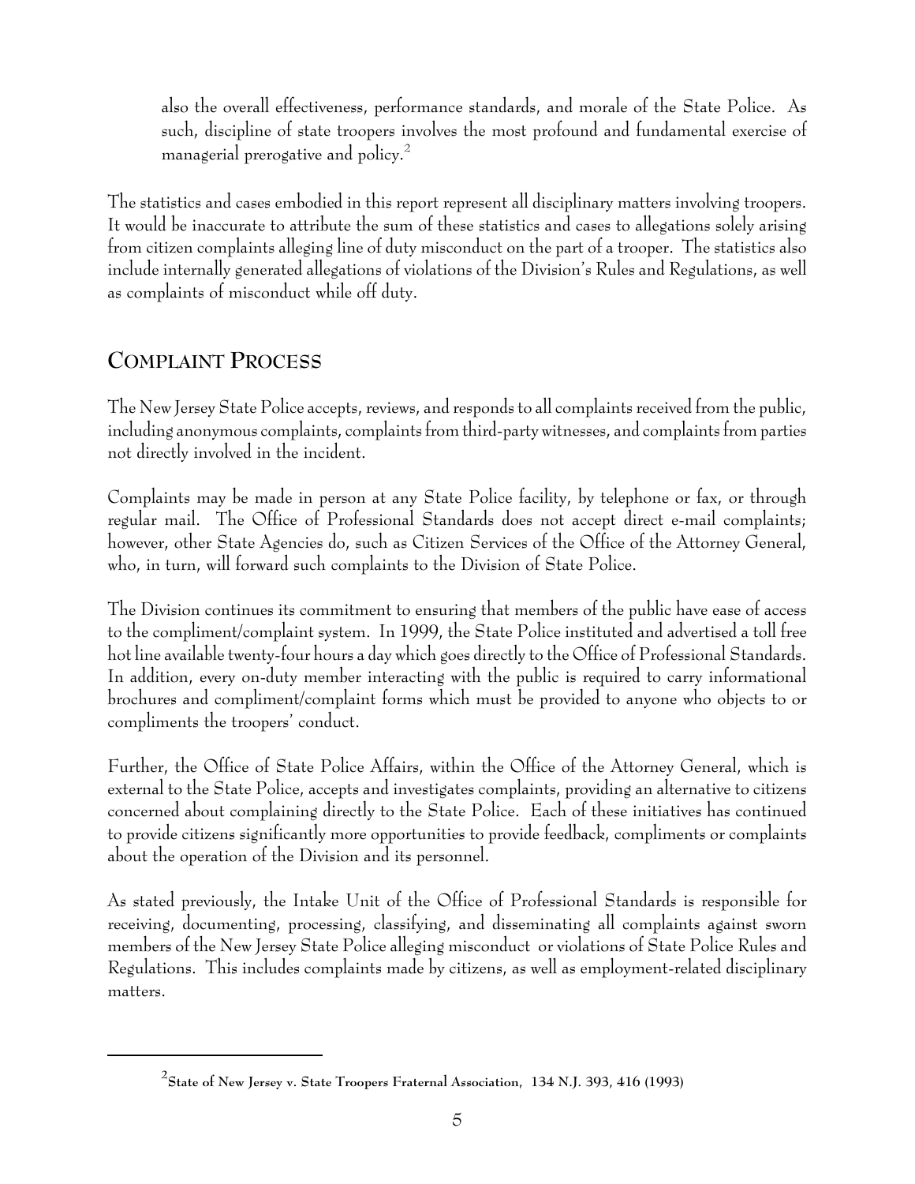also the overall effectiveness, performance standards, and morale of the State Police. As such, discipline of state troopers involves the most profound and fundamental exercise of managerial prerogative and policy.[2]

The statistics and cases embodied in this report represent all disciplinary matters involving troopers. It would be inaccurate to attribute the sum of these statistics and cases to allegations solely arising from citizen complaints alleging line of duty misconduct on the part of a trooper. The statistics also include internally generated allegations of violations of the Division's Rules and Regulations, as well as complaints of misconduct while off duty.

## COMPLAINT PROCESS

The New Jersey State Police accepts, reviews, and responds to all complaints received from the public, including anonymous complaints, complaints from third-party witnesses, and complaints from parties not directly involved in the incident.

Complaints may be made in person at any State Police facility, by telephone or fax, or through regular mail. The Office of Professional Standards does not accept direct e-mail complaints; however, other State Agencies do, such as Citizen Services of the Office of the Attorney General, who, in turn, will forward such complaints to the Division of State Police.

The Division continues its commitment to ensuring that members of the public have ease of access to the compliment/complaint system. In 1999, the State Police instituted and advertised a toll free hot line available twenty-four hours a day which goes directly to the Office of Professional Standards. In addition, every on-duty member interacting with the public is required to carry informational brochures and compliment/complaint forms which must be provided to anyone who objects to or compliments the troopers' conduct.

Further, the Office of State Police Affairs, within the Office of the Attorney General, which is external to the State Police, accepts and investigates complaints, providing an alternative to citizens concerned about complaining directly to the State Police. Each of these initiatives has continued to provide citizens significantly more opportunities to provide feedback, compliments or complaints about the operation of the Division and its personnel.

As stated previously, the Intake Unit of the Office of Professional Standards is responsible for receiving, documenting, processing, classifying, and disseminating all complaints against sworn members of the New Jersey State Police alleging misconduct or violations of State Police Rules and Regulations. This includes complaints made by citizens, as well as employment-related disciplinary matters.

---

[2] **State of New Jersey v. State Troopers Fraternal Association, 134 N.J. 393, 416 (1993)**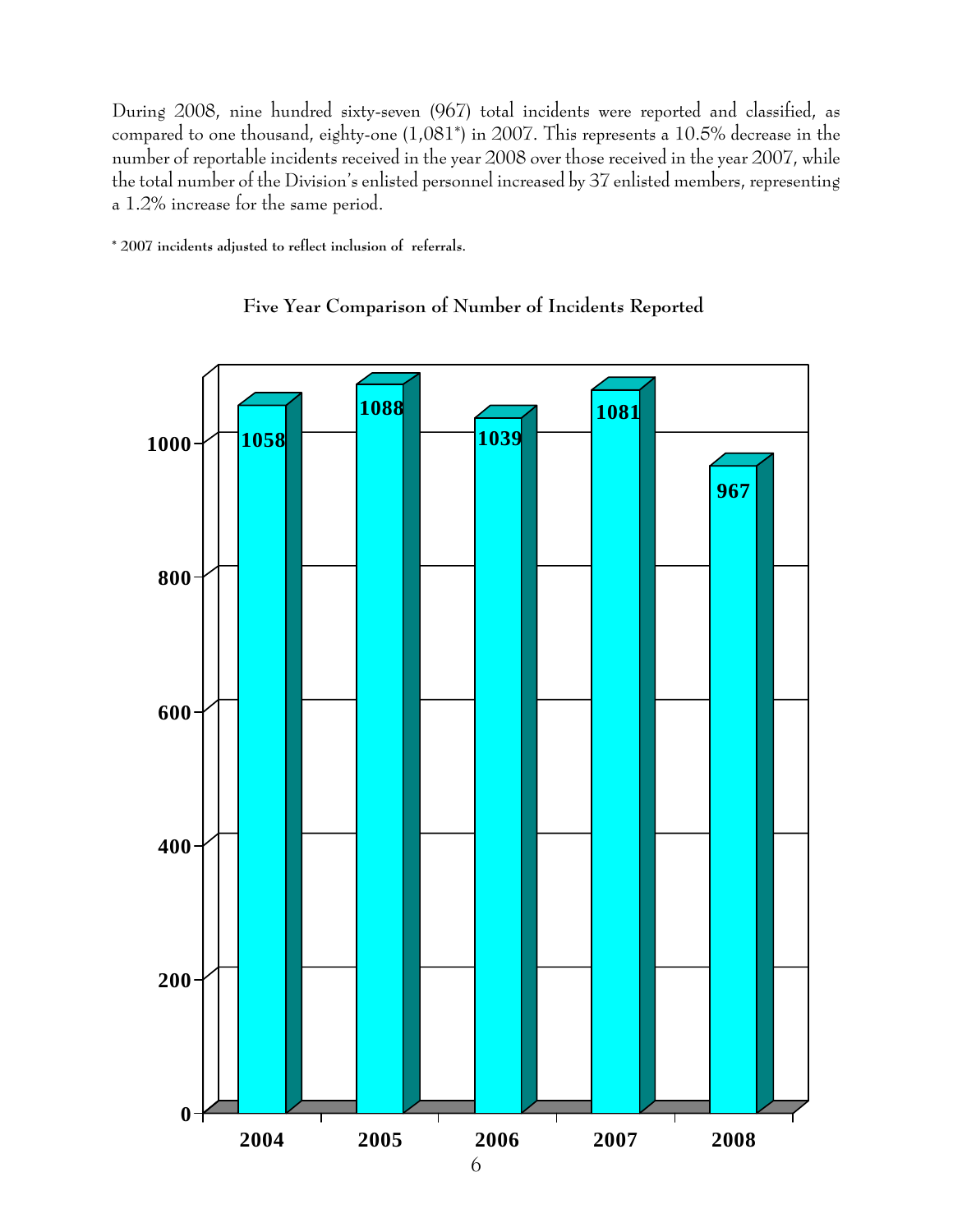During 2008, nine hundred sixty-seven (967) total incidents were reported and classified, as compared to one thousand, eighty-one (1,081*) in 2007. This represents a 10.5% decrease in the number of reportable incidents received in the year 2008 over those received in the year 2007, while the total number of the Division's enlisted personnel increased by 37 enlisted members, representing a 1.2% increase for the same period.

**\* 2007 incidents adjusted to reflect inclusion of referrals.**

**Five Year Comparison of Number of Incidents Reported**

| Year | Incidents |
|---|---|
| 2004 | 1058 |
| 2005 | 1088 |
| 2006 | 1039 |
| 2007 | 1081 |
| 2008 | 967 |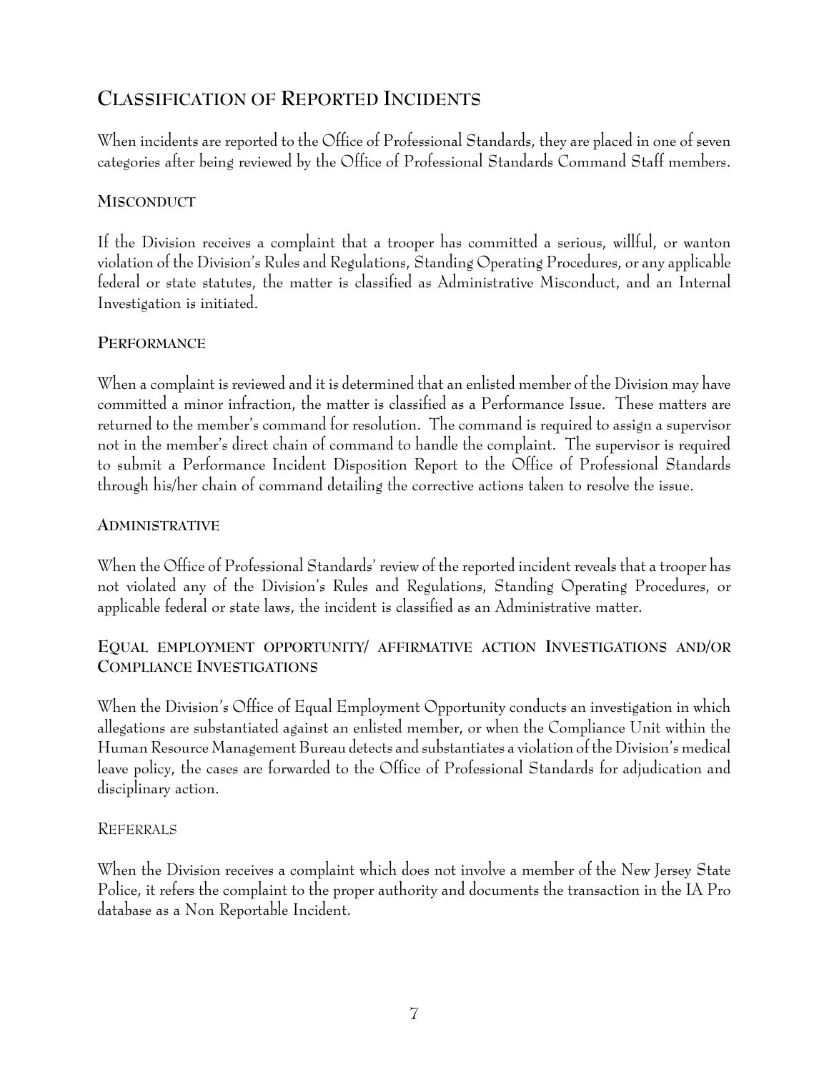## Classification of Reported Incidents

When incidents are reported to the Office of Professional Standards, they are placed in one of seven categories after being reviewed by the Office of Professional Standards Command Staff members.

### Misconduct

If the Division receives a complaint that a trooper has committed a serious, willful, or wanton violation of the Division's Rules and Regulations, Standing Operating Procedures, or any applicable federal or state statutes, the matter is classified as Administrative Misconduct, and an Internal Investigation is initiated.

### Performance

When a complaint is reviewed and it is determined that an enlisted member of the Division may have committed a minor infraction, the matter is classified as a Performance Issue. These matters are returned to the member's command for resolution. The command is required to assign a supervisor not in the member's direct chain of command to handle the complaint. The supervisor is required to submit a Performance Incident Disposition Report to the Office of Professional Standards through his/her chain of command detailing the corrective actions taken to resolve the issue.

### Administrative

When the Office of Professional Standards' review of the reported incident reveals that a trooper has not violated any of the Division's Rules and Regulations, Standing Operating Procedures, or applicable federal or state laws, the incident is classified as an Administrative matter.

### Equal employment opportunity/ affirmative action Investigations and/or Compliance Investigations

When the Division's Office of Equal Employment Opportunity conducts an investigation in which allegations are substantiated against an enlisted member, or when the Compliance Unit within the Human Resource Management Bureau detects and substantiates a violation of the Division's medical leave policy, the cases are forwarded to the Office of Professional Standards for adjudication and disciplinary action.

### Referrals

When the Division receives a complaint which does not involve a member of the New Jersey State Police, it refers the complaint to the proper authority and documents the transaction in the IA Pro database as a Non Reportable Incident.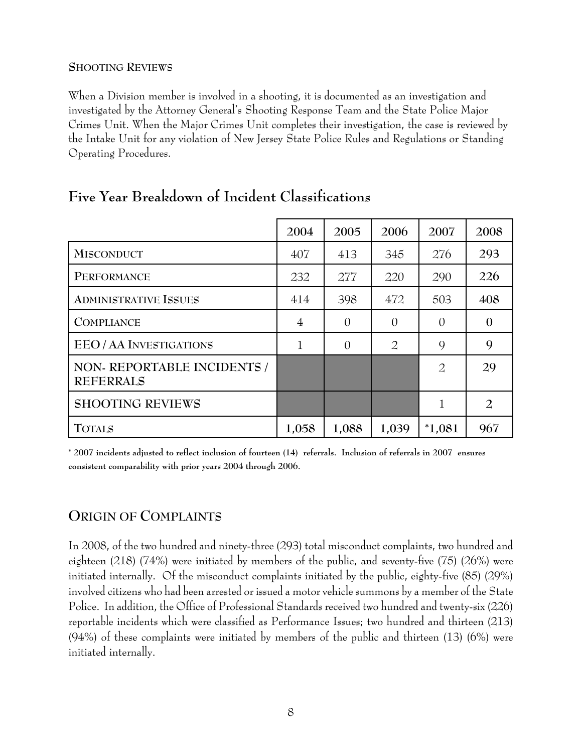### Shooting Reviews

When a Division member is involved in a shooting, it is documented as an investigation and investigated by the Attorney General's Shooting Response Team and the State Police Major Crimes Unit. When the Major Crimes Unit completes their investigation, the case is reviewed by the Intake Unit for any violation of New Jersey State Police Rules and Regulations or Standing Operating Procedures.

## Five Year Breakdown of Incident Classifications

| | 2004 | 2005 | 2006 | 2007 | 2008 |
|---|---|---|---|---|---|
| Misconduct | 407 | 413 | 345 | 276 | **293** |
| Performance | 232 | 277 | 220 | 290 | **226** |
| Administrative Issues | 414 | 398 | 472 | 503 | **408** |
| Compliance | 4 | 0 | 0 | 0 | **0** |
| EEO / AA Investigations | 1 | 0 | 2 | 9 | **9** |
| NON- REPORTABLE INCIDENTS / REFERRALS | | | | 2 | 29 |
| SHOOTING REVIEWS | | | | 1 | 2 |
| Totals | **1,058** | **1,088** | **1,039** | **\*1,081** | **967** |

**\* 2007 incidents adjusted to reflect inclusion of fourteen (14) referrals. Inclusion of referrals in 2007 ensures consistent comparability with prior years 2004 through 2006.**

## Origin of Complaints

In 2008, of the two hundred and ninety-three (293) total misconduct complaints, two hundred and eighteen (218) (74%) were initiated by members of the public, and seventy-five (75) (26%) were initiated internally. Of the misconduct complaints initiated by the public, eighty-five (85) (29%) involved citizens who had been arrested or issued a motor vehicle summons by a member of the State Police. In addition, the Office of Professional Standards received two hundred and twenty-six (226) reportable incidents which were classified as Performance Issues; two hundred and thirteen (213) (94%) of these complaints were initiated by members of the public and thirteen (13) (6%) were initiated internally.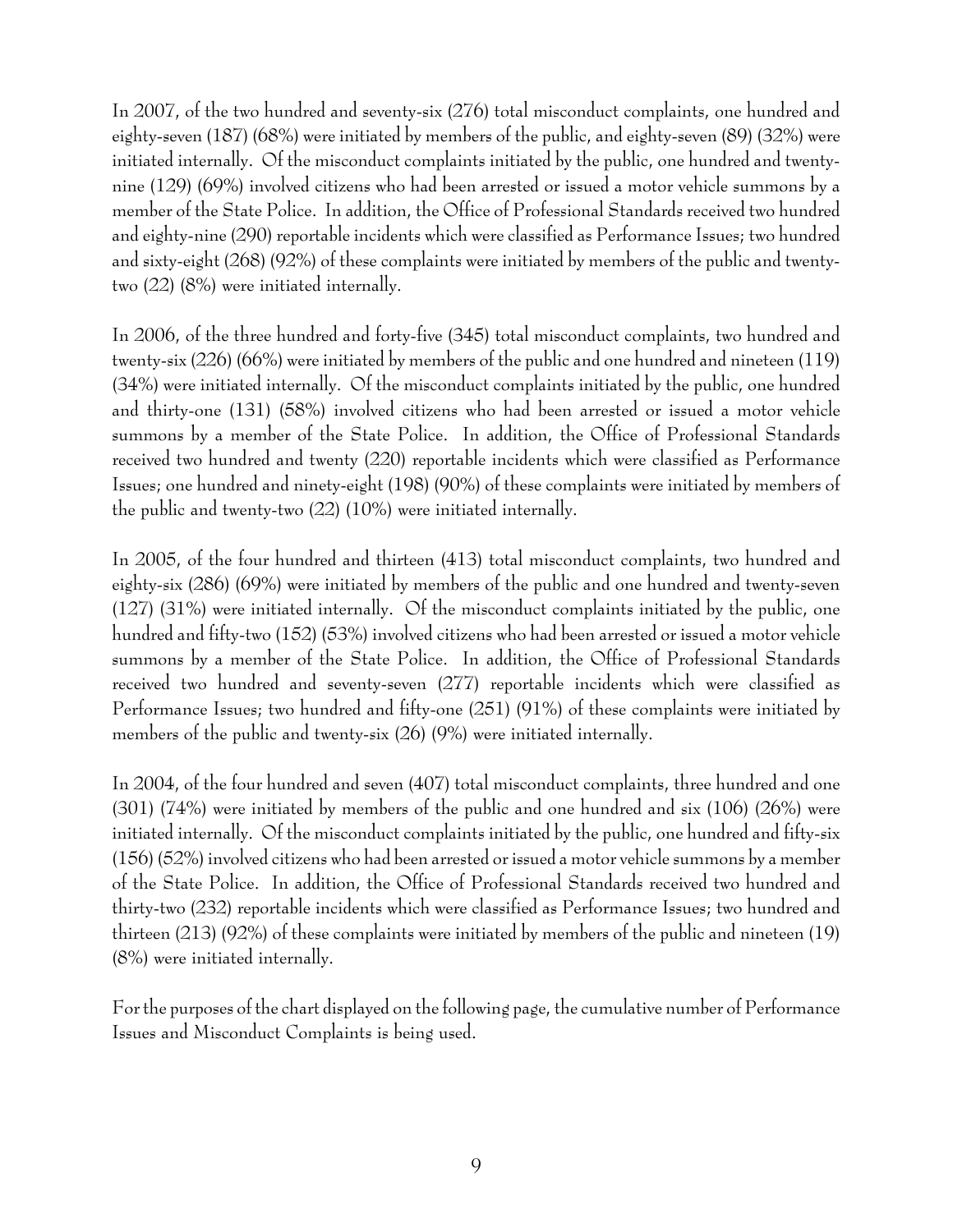In 2007, of the two hundred and seventy-six (276) total misconduct complaints, one hundred and eighty-seven (187) (68%) were initiated by members of the public, and eighty-seven (89) (32%) were initiated internally. Of the misconduct complaints initiated by the public, one hundred and twenty-nine (129) (69%) involved citizens who had been arrested or issued a motor vehicle summons by a member of the State Police. In addition, the Office of Professional Standards received two hundred and eighty-nine (290) reportable incidents which were classified as Performance Issues; two hundred and sixty-eight (268) (92%) of these complaints were initiated by members of the public and twenty-two (22) (8%) were initiated internally.

In 2006, of the three hundred and forty-five (345) total misconduct complaints, two hundred and twenty-six (226) (66%) were initiated by members of the public and one hundred and nineteen (119) (34%) were initiated internally. Of the misconduct complaints initiated by the public, one hundred and thirty-one (131) (58%) involved citizens who had been arrested or issued a motor vehicle summons by a member of the State Police. In addition, the Office of Professional Standards received two hundred and twenty (220) reportable incidents which were classified as Performance Issues; one hundred and ninety-eight (198) (90%) of these complaints were initiated by members of the public and twenty-two (22) (10%) were initiated internally.

In 2005, of the four hundred and thirteen (413) total misconduct complaints, two hundred and eighty-six (286) (69%) were initiated by members of the public and one hundred and twenty-seven (127) (31%) were initiated internally. Of the misconduct complaints initiated by the public, one hundred and fifty-two (152) (53%) involved citizens who had been arrested or issued a motor vehicle summons by a member of the State Police. In addition, the Office of Professional Standards received two hundred and seventy-seven (277) reportable incidents which were classified as Performance Issues; two hundred and fifty-one (251) (91%) of these complaints were initiated by members of the public and twenty-six (26) (9%) were initiated internally.

In 2004, of the four hundred and seven (407) total misconduct complaints, three hundred and one (301) (74%) were initiated by members of the public and one hundred and six (106) (26%) were initiated internally. Of the misconduct complaints initiated by the public, one hundred and fifty-six (156) (52%) involved citizens who had been arrested or issued a motor vehicle summons by a member of the State Police. In addition, the Office of Professional Standards received two hundred and thirty-two (232) reportable incidents which were classified as Performance Issues; two hundred and thirteen (213) (92%) of these complaints were initiated by members of the public and nineteen (19) (8%) were initiated internally.

For the purposes of the chart displayed on the following page, the cumulative number of Performance Issues and Misconduct Complaints is being used.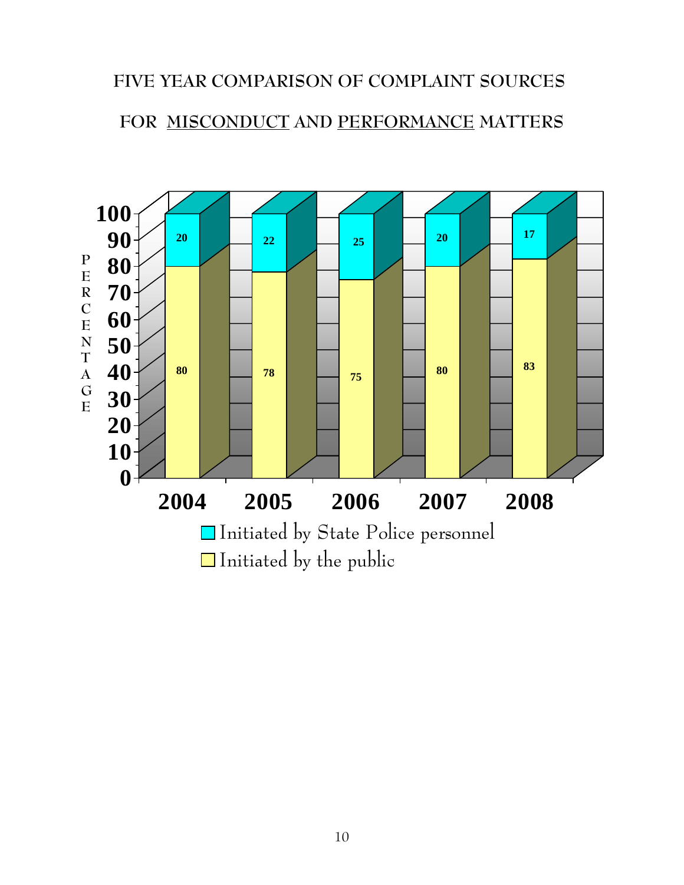# FIVE YEAR COMPARISON OF COMPLAINT SOURCES

## FOR MISCONDUCT AND PERFORMANCE MATTERS

| Year | Initiated by the public | Initiated by State Police personnel |
|---|---|---|
| 2004 | 80 | 20 |
| 2005 | 78 | 22 |
| 2006 | 75 | 25 |
| 2007 | 80 | 20 |
| 2008 | 83 | 17 |

PERCENTAGE

- Initiated by State Police personnel
- Initiated by the public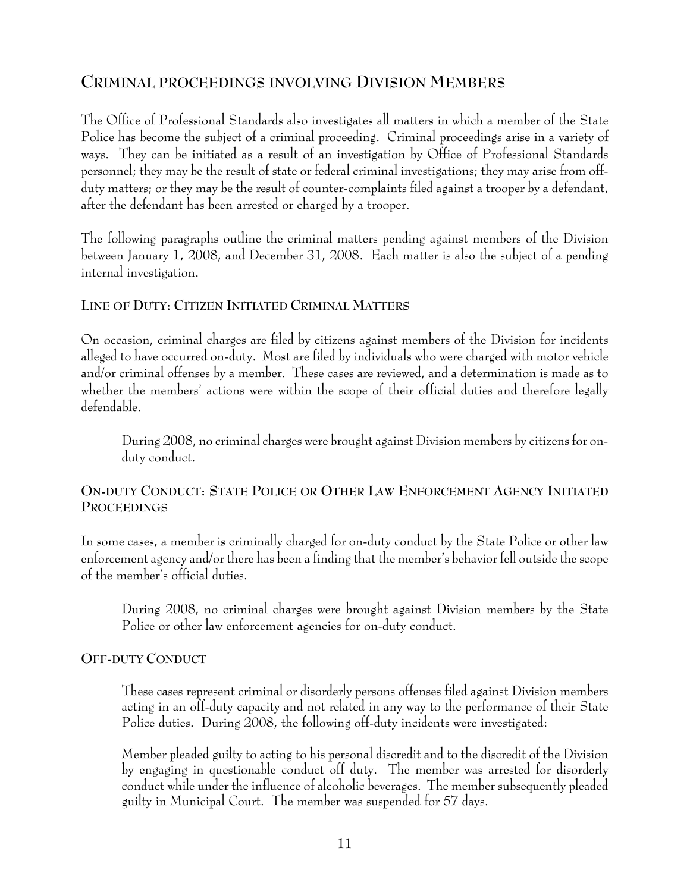## Criminal proceedings involving Division Members

The Office of Professional Standards also investigates all matters in which a member of the State Police has become the subject of a criminal proceeding. Criminal proceedings arise in a variety of ways. They can be initiated as a result of an investigation by Office of Professional Standards personnel; they may be the result of state or federal criminal investigations; they may arise from off-duty matters; or they may be the result of counter-complaints filed against a trooper by a defendant, after the defendant has been arrested or charged by a trooper.

The following paragraphs outline the criminal matters pending against members of the Division between January 1, 2008, and December 31, 2008. Each matter is also the subject of a pending internal investigation.

### Line of Duty: Citizen Initiated Criminal Matters

On occasion, criminal charges are filed by citizens against members of the Division for incidents alleged to have occurred on-duty. Most are filed by individuals who were charged with motor vehicle and/or criminal offenses by a member. These cases are reviewed, and a determination is made as to whether the members' actions were within the scope of their official duties and therefore legally defendable.

> During 2008, no criminal charges were brought against Division members by citizens for on-duty conduct.

### On-duty Conduct: State Police or Other Law Enforcement Agency Initiated Proceedings

In some cases, a member is criminally charged for on-duty conduct by the State Police or other law enforcement agency and/or there has been a finding that the member's behavior fell outside the scope of the member's official duties.

> During 2008, no criminal charges were brought against Division members by the State Police or other law enforcement agencies for on-duty conduct.

### Off-duty Conduct

> These cases represent criminal or disorderly persons offenses filed against Division members acting in an off-duty capacity and not related in any way to the performance of their State Police duties. During 2008, the following off-duty incidents were investigated:
>
> Member pleaded guilty to acting to his personal discredit and to the discredit of the Division by engaging in questionable conduct off duty. The member was arrested for disorderly conduct while under the influence of alcoholic beverages. The member subsequently pleaded guilty in Municipal Court. The member was suspended for 57 days.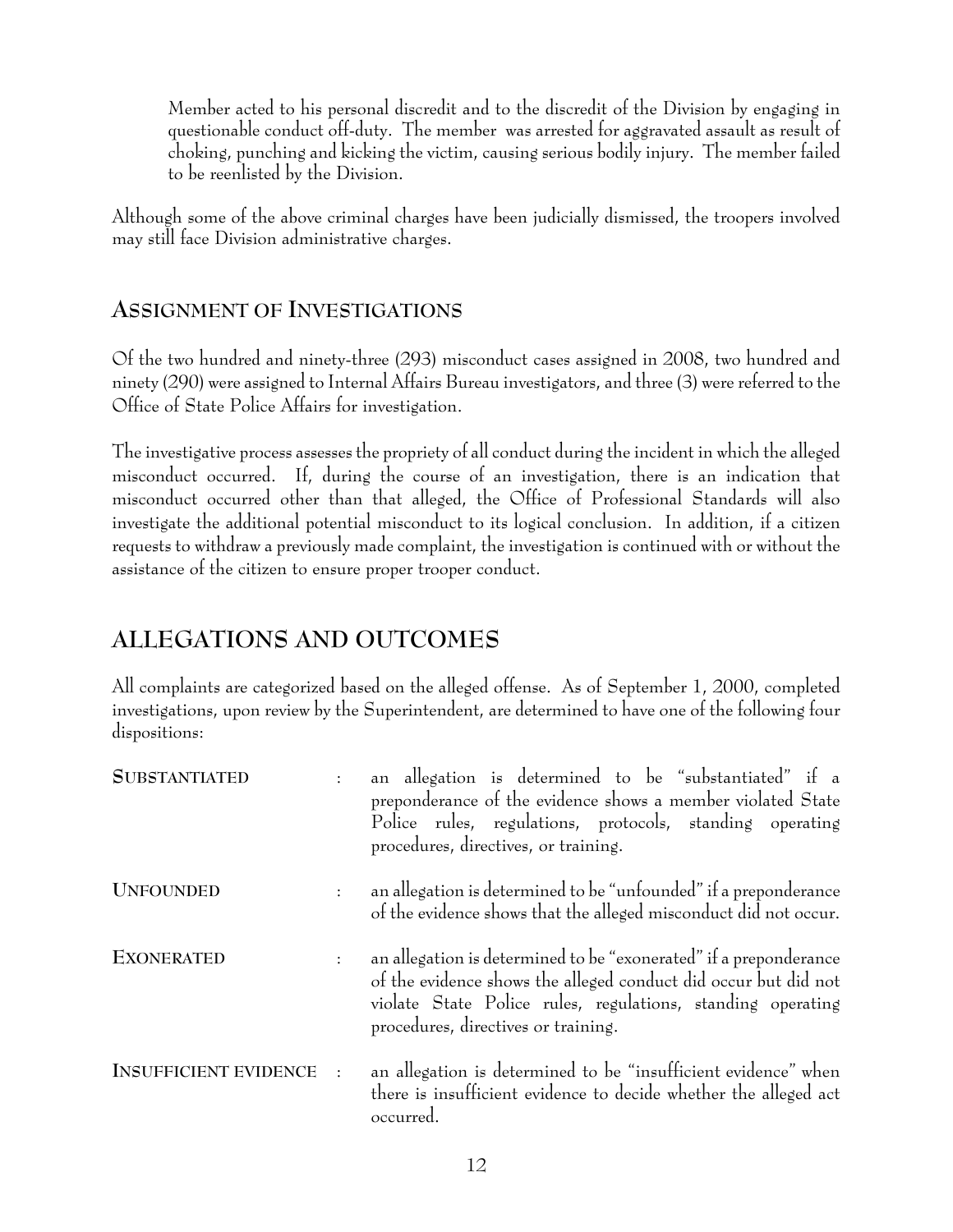> Member acted to his personal discredit and to the discredit of the Division by engaging in questionable conduct off-duty. The member was arrested for aggravated assault as result of choking, punching and kicking the victim, causing serious bodily injury. The member failed to be reenlisted by the Division.

Although some of the above criminal charges have been judicially dismissed, the troopers involved may still face Division administrative charges.

## ASSIGNMENT OF INVESTIGATIONS

Of the two hundred and ninety-three (293) misconduct cases assigned in 2008, two hundred and ninety (290) were assigned to Internal Affairs Bureau investigators, and three (3) were referred to the Office of State Police Affairs for investigation.

The investigative process assesses the propriety of all conduct during the incident in which the alleged misconduct occurred. If, during the course of an investigation, there is an indication that misconduct occurred other than that alleged, the Office of Professional Standards will also investigate the additional potential misconduct to its logical conclusion. In addition, if a citizen requests to withdraw a previously made complaint, the investigation is continued with or without the assistance of the citizen to ensure proper trooper conduct.

# ALLEGATIONS AND OUTCOMES

All complaints are categorized based on the alleged offense. As of September 1, 2000, completed investigations, upon review by the Superintendent, are determined to have one of the following four dispositions:

**SUBSTANTIATED** : an allegation is determined to be "substantiated" if a preponderance of the evidence shows a member violated State Police rules, regulations, protocols, standing operating procedures, directives, or training.

**UNFOUNDED** : an allegation is determined to be "unfounded" if a preponderance of the evidence shows that the alleged misconduct did not occur.

**EXONERATED** : an allegation is determined to be "exonerated" if a preponderance of the evidence shows the alleged conduct did occur but did not violate State Police rules, regulations, standing operating procedures, directives or training.

**INSUFFICIENT EVIDENCE** : an allegation is determined to be "insufficient evidence" when there is insufficient evidence to decide whether the alleged act occurred.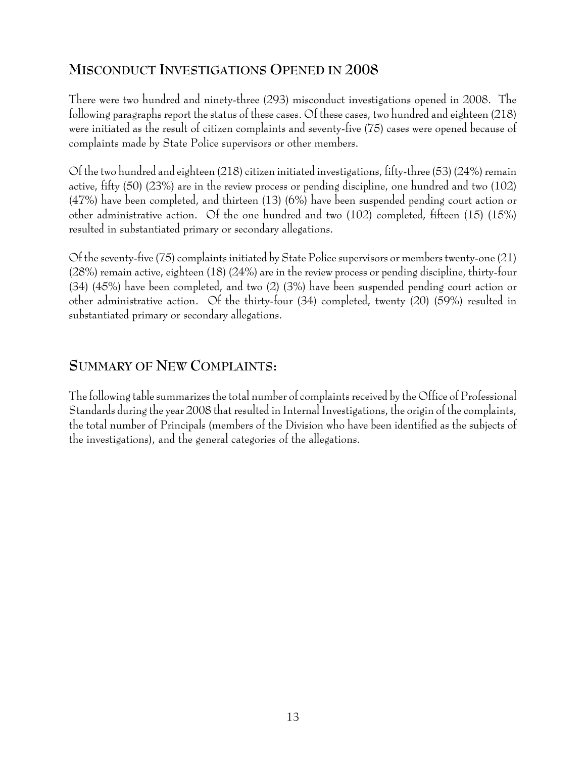## Misconduct Investigations Opened in 2008

There were two hundred and ninety-three (293) misconduct investigations opened in 2008. The following paragraphs report the status of these cases. Of these cases, two hundred and eighteen (218) were initiated as the result of citizen complaints and seventy-five (75) cases were opened because of complaints made by State Police supervisors or other members.

Of the two hundred and eighteen (218) citizen initiated investigations, fifty-three (53) (24%) remain active, fifty (50) (23%) are in the review process or pending discipline, one hundred and two (102) (47%) have been completed, and thirteen (13) (6%) have been suspended pending court action or other administrative action. Of the one hundred and two (102) completed, fifteen (15) (15%) resulted in substantiated primary or secondary allegations.

Of the seventy-five (75) complaints initiated by State Police supervisors or members twenty-one (21) (28%) remain active, eighteen (18) (24%) are in the review process or pending discipline, thirty-four (34) (45%) have been completed, and two (2) (3%) have been suspended pending court action or other administrative action. Of the thirty-four (34) completed, twenty (20) (59%) resulted in substantiated primary or secondary allegations.

## Summary of New Complaints:

The following table summarizes the total number of complaints received by the Office of Professional Standards during the year 2008 that resulted in Internal Investigations, the origin of the complaints, the total number of Principals (members of the Division who have been identified as the subjects of the investigations), and the general categories of the allegations.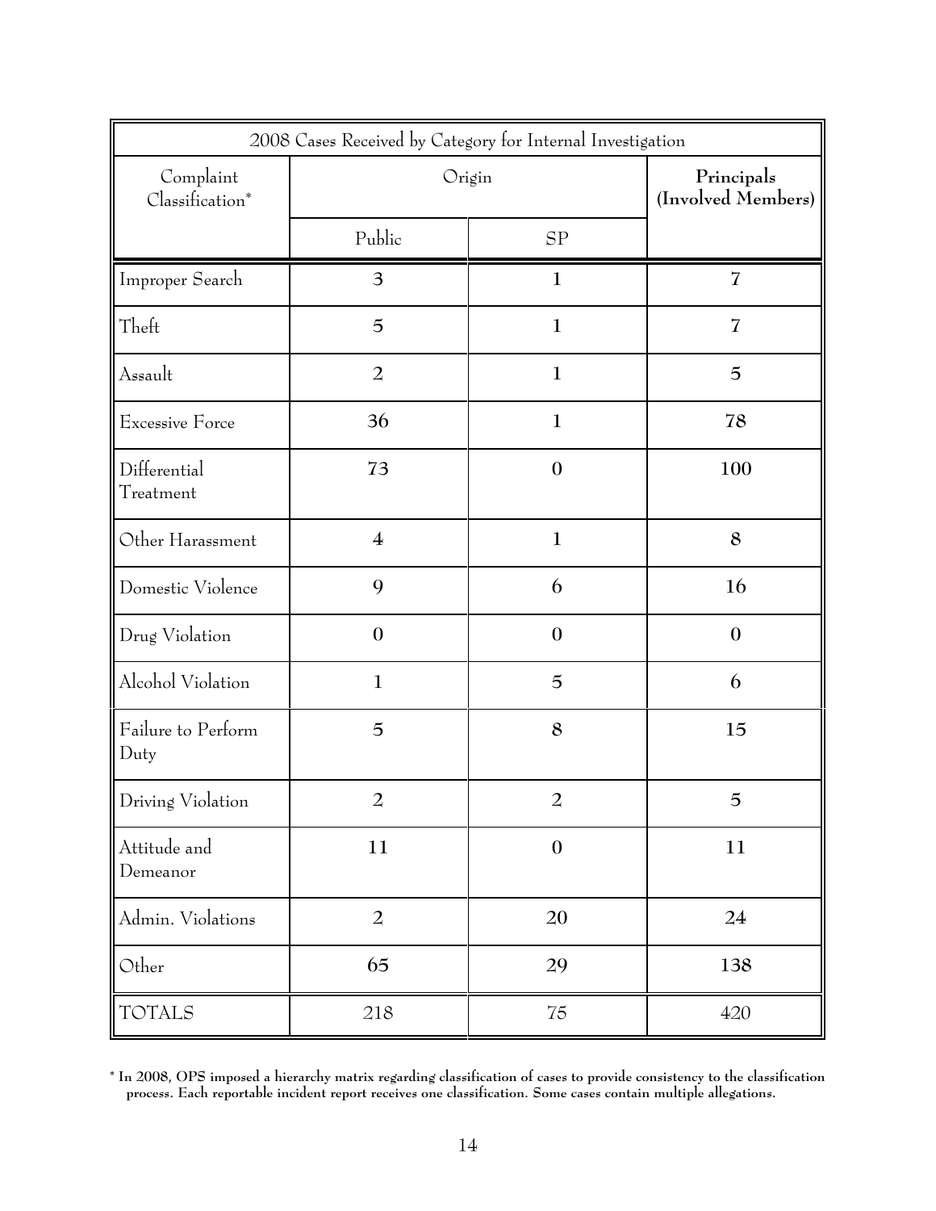| 2008 Cases Received by Category for Internal Investigation | | | |
|---|---|---|---|
| Complaint Classification* | Origin | | **Principals (Involved Members)** |
| | Public | SP | |
| Improper Search | **3** | **1** | **7** |
| Theft | **5** | **1** | **7** |
| Assault | **2** | **1** | **5** |
| Excessive Force | **36** | **1** | **78** |
| Differential Treatment | **73** | **0** | **100** |
| Other Harassment | **4** | **1** | **8** |
| Domestic Violence | **9** | **6** | **16** |
| Drug Violation | **0** | **0** | **0** |
| Alcohol Violation | **1** | **5** | **6** |
| Failure to Perform Duty | **5** | **8** | **15** |
| Driving Violation | **2** | **2** | **5** |
| Attitude and Demeanor | **11** | **0** | **11** |
| Admin. Violations | **2** | **20** | **24** |
| Other | **65** | **29** | **138** |
| TOTALS | 218 | 75 | 420 |

**\* In 2008, OPS imposed a hierarchy matrix regarding classification of cases to provide consistency to the classification process. Each reportable incident report receives one classification. Some cases contain multiple allegations.**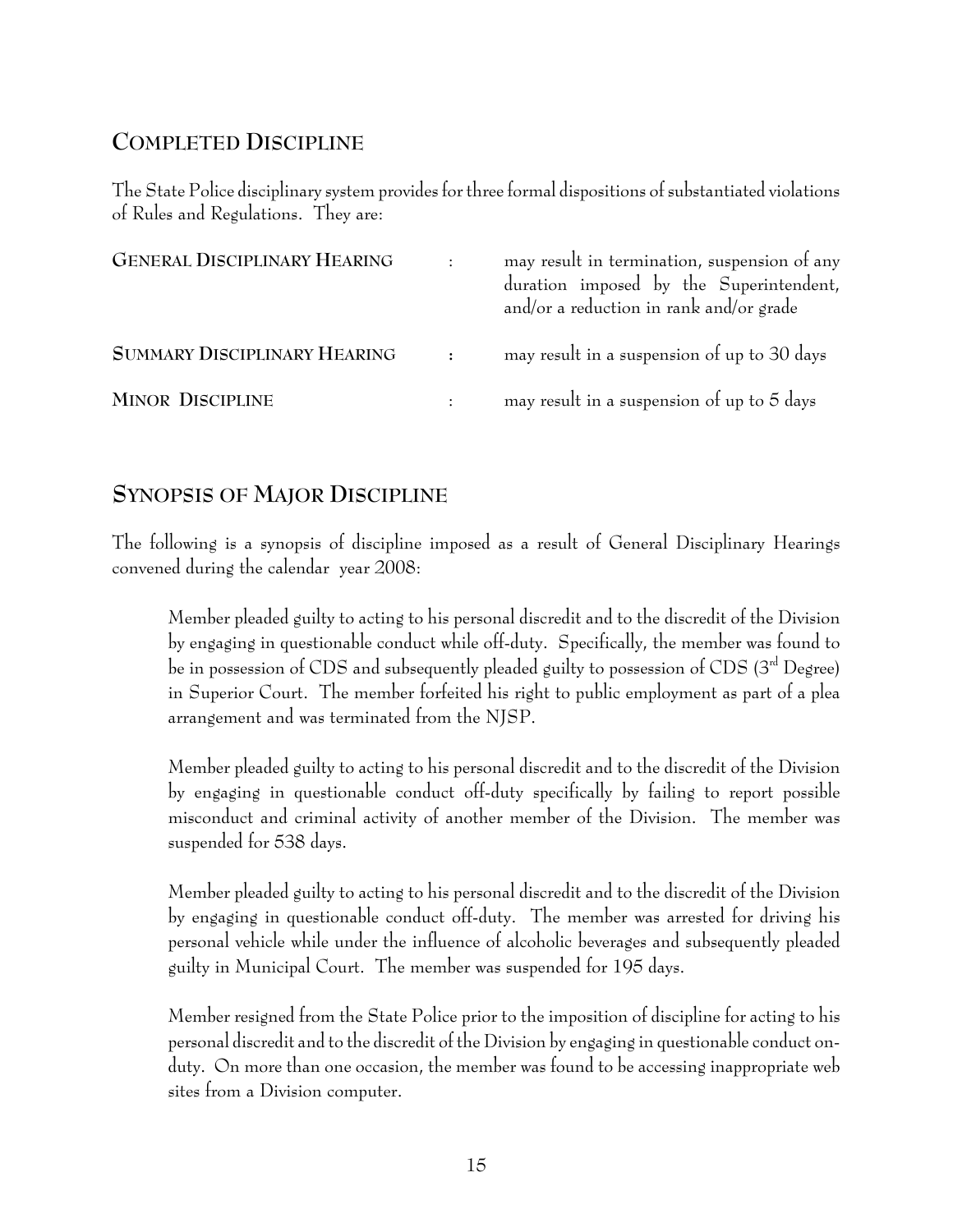## COMPLETED DISCIPLINE

The State Police disciplinary system provides for three formal dispositions of substantiated violations of Rules and Regulations. They are:

| | | |
|---|---|---|
| **GENERAL DISCIPLINARY HEARING** | : | may result in termination, suspension of any duration imposed by the Superintendent, and/or a reduction in rank and/or grade |
| **SUMMARY DISCIPLINARY HEARING** | : | may result in a suspension of up to 30 days |
| **MINOR DISCIPLINE** | : | may result in a suspension of up to 5 days |

## SYNOPSIS OF MAJOR DISCIPLINE

The following is a synopsis of discipline imposed as a result of General Disciplinary Hearings convened during the calendar year 2008:

Member pleaded guilty to acting to his personal discredit and to the discredit of the Division by engaging in questionable conduct while off-duty. Specifically, the member was found to be in possession of CDS and subsequently pleaded guilty to possession of CDS (3rd Degree) in Superior Court. The member forfeited his right to public employment as part of a plea arrangement and was terminated from the NJSP.

Member pleaded guilty to acting to his personal discredit and to the discredit of the Division by engaging in questionable conduct off-duty specifically by failing to report possible misconduct and criminal activity of another member of the Division. The member was suspended for 538 days.

Member pleaded guilty to acting to his personal discredit and to the discredit of the Division by engaging in questionable conduct off-duty. The member was arrested for driving his personal vehicle while under the influence of alcoholic beverages and subsequently pleaded guilty in Municipal Court. The member was suspended for 195 days.

Member resigned from the State Police prior to the imposition of discipline for acting to his personal discredit and to the discredit of the Division by engaging in questionable conduct on-duty. On more than one occasion, the member was found to be accessing inappropriate web sites from a Division computer.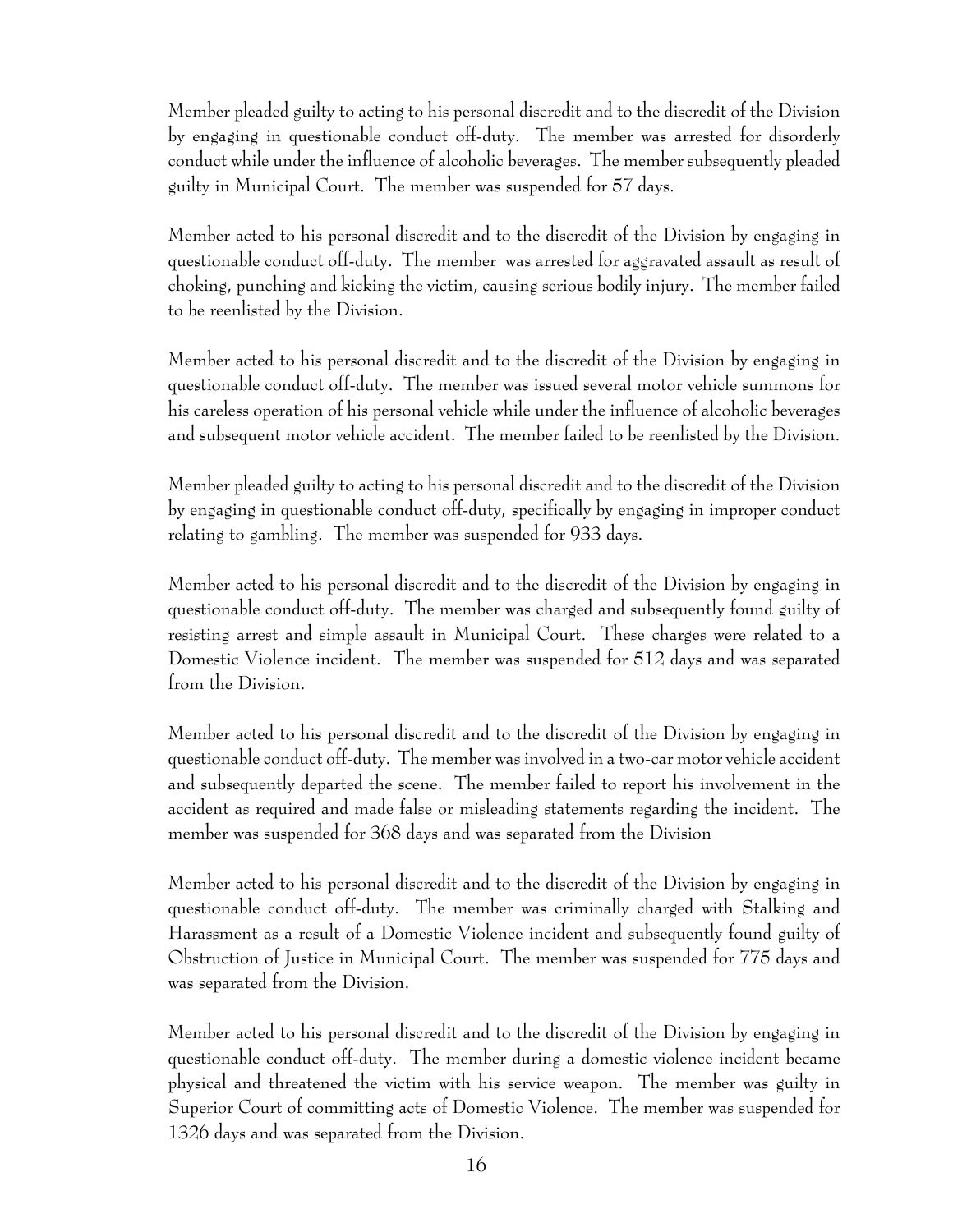Member pleaded guilty to acting to his personal discredit and to the discredit of the Division by engaging in questionable conduct off-duty. The member was arrested for disorderly conduct while under the influence of alcoholic beverages. The member subsequently pleaded guilty in Municipal Court. The member was suspended for 57 days.

Member acted to his personal discredit and to the discredit of the Division by engaging in questionable conduct off-duty. The member was arrested for aggravated assault as result of choking, punching and kicking the victim, causing serious bodily injury. The member failed to be reenlisted by the Division.

Member acted to his personal discredit and to the discredit of the Division by engaging in questionable conduct off-duty. The member was issued several motor vehicle summons for his careless operation of his personal vehicle while under the influence of alcoholic beverages and subsequent motor vehicle accident. The member failed to be reenlisted by the Division.

Member pleaded guilty to acting to his personal discredit and to the discredit of the Division by engaging in questionable conduct off-duty, specifically by engaging in improper conduct relating to gambling. The member was suspended for 933 days.

Member acted to his personal discredit and to the discredit of the Division by engaging in questionable conduct off-duty. The member was charged and subsequently found guilty of resisting arrest and simple assault in Municipal Court. These charges were related to a Domestic Violence incident. The member was suspended for 512 days and was separated from the Division.

Member acted to his personal discredit and to the discredit of the Division by engaging in questionable conduct off-duty. The member was involved in a two-car motor vehicle accident and subsequently departed the scene. The member failed to report his involvement in the accident as required and made false or misleading statements regarding the incident. The member was suspended for 368 days and was separated from the Division

Member acted to his personal discredit and to the discredit of the Division by engaging in questionable conduct off-duty. The member was criminally charged with Stalking and Harassment as a result of a Domestic Violence incident and subsequently found guilty of Obstruction of Justice in Municipal Court. The member was suspended for 775 days and was separated from the Division.

Member acted to his personal discredit and to the discredit of the Division by engaging in questionable conduct off-duty. The member during a domestic violence incident became physical and threatened the victim with his service weapon. The member was guilty in Superior Court of committing acts of Domestic Violence. The member was suspended for 1326 days and was separated from the Division.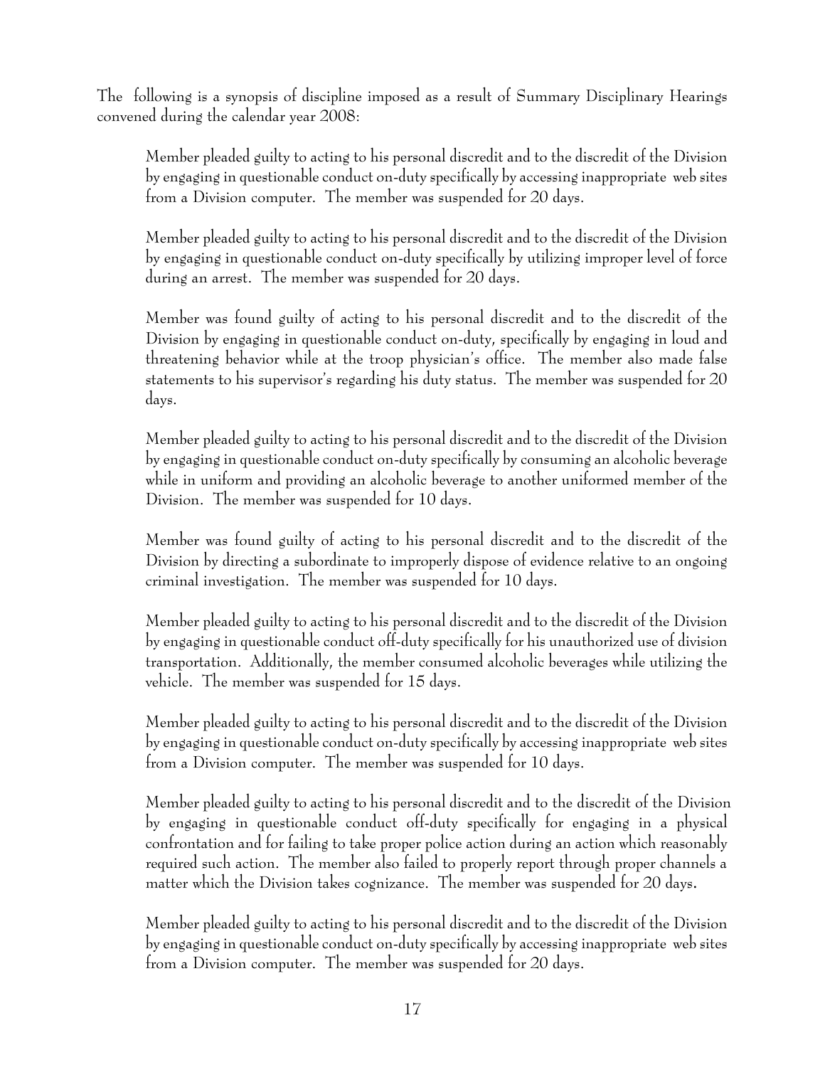The following is a synopsis of discipline imposed as a result of Summary Disciplinary Hearings convened during the calendar year 2008:

Member pleaded guilty to acting to his personal discredit and to the discredit of the Division by engaging in questionable conduct on-duty specifically by accessing inappropriate web sites from a Division computer. The member was suspended for 20 days.

Member pleaded guilty to acting to his personal discredit and to the discredit of the Division by engaging in questionable conduct on-duty specifically by utilizing improper level of force during an arrest. The member was suspended for 20 days.

Member was found guilty of acting to his personal discredit and to the discredit of the Division by engaging in questionable conduct on-duty, specifically by engaging in loud and threatening behavior while at the troop physician's office. The member also made false statements to his supervisor's regarding his duty status. The member was suspended for 20 days.

Member pleaded guilty to acting to his personal discredit and to the discredit of the Division by engaging in questionable conduct on-duty specifically by consuming an alcoholic beverage while in uniform and providing an alcoholic beverage to another uniformed member of the Division. The member was suspended for 10 days.

Member was found guilty of acting to his personal discredit and to the discredit of the Division by directing a subordinate to improperly dispose of evidence relative to an ongoing criminal investigation. The member was suspended for 10 days.

Member pleaded guilty to acting to his personal discredit and to the discredit of the Division by engaging in questionable conduct off-duty specifically for his unauthorized use of division transportation. Additionally, the member consumed alcoholic beverages while utilizing the vehicle. The member was suspended for 15 days.

Member pleaded guilty to acting to his personal discredit and to the discredit of the Division by engaging in questionable conduct on-duty specifically by accessing inappropriate web sites from a Division computer. The member was suspended for 10 days.

Member pleaded guilty to acting to his personal discredit and to the discredit of the Division by engaging in questionable conduct off-duty specifically for engaging in a physical confrontation and for failing to take proper police action during an action which reasonably required such action. The member also failed to properly report through proper channels a matter which the Division takes cognizance. The member was suspended for 20 days.

Member pleaded guilty to acting to his personal discredit and to the discredit of the Division by engaging in questionable conduct on-duty specifically by accessing inappropriate web sites from a Division computer. The member was suspended for 20 days.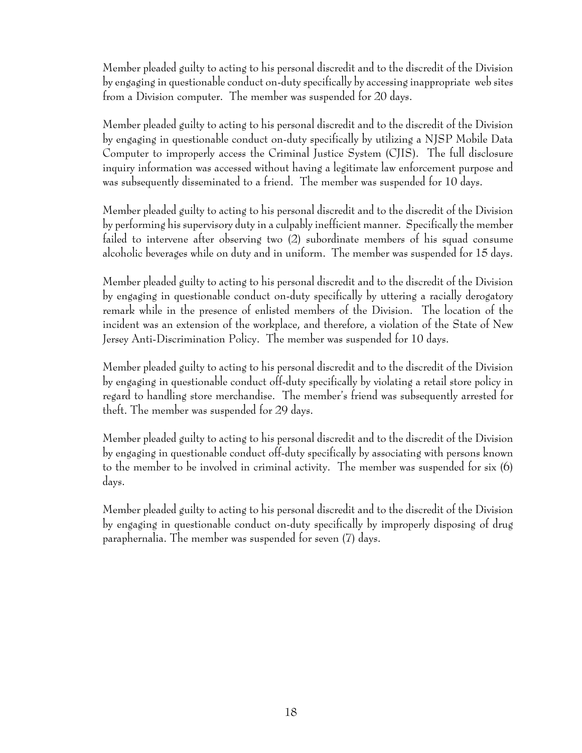Member pleaded guilty to acting to his personal discredit and to the discredit of the Division by engaging in questionable conduct on-duty specifically by accessing inappropriate web sites from a Division computer. The member was suspended for 20 days.

Member pleaded guilty to acting to his personal discredit and to the discredit of the Division by engaging in questionable conduct on-duty specifically by utilizing a NJSP Mobile Data Computer to improperly access the Criminal Justice System (CJIS). The full disclosure inquiry information was accessed without having a legitimate law enforcement purpose and was subsequently disseminated to a friend. The member was suspended for 10 days.

Member pleaded guilty to acting to his personal discredit and to the discredit of the Division by performing his supervisory duty in a culpably inefficient manner. Specifically the member failed to intervene after observing two (2) subordinate members of his squad consume alcoholic beverages while on duty and in uniform. The member was suspended for 15 days.

Member pleaded guilty to acting to his personal discredit and to the discredit of the Division by engaging in questionable conduct on-duty specifically by uttering a racially derogatory remark while in the presence of enlisted members of the Division. The location of the incident was an extension of the workplace, and therefore, a violation of the State of New Jersey Anti-Discrimination Policy. The member was suspended for 10 days.

Member pleaded guilty to acting to his personal discredit and to the discredit of the Division by engaging in questionable conduct off-duty specifically by violating a retail store policy in regard to handling store merchandise. The member's friend was subsequently arrested for theft. The member was suspended for 29 days.

Member pleaded guilty to acting to his personal discredit and to the discredit of the Division by engaging in questionable conduct off-duty specifically by associating with persons known to the member to be involved in criminal activity. The member was suspended for six (6) days.

Member pleaded guilty to acting to his personal discredit and to the discredit of the Division by engaging in questionable conduct on-duty specifically by improperly disposing of drug paraphernalia. The member was suspended for seven (7) days.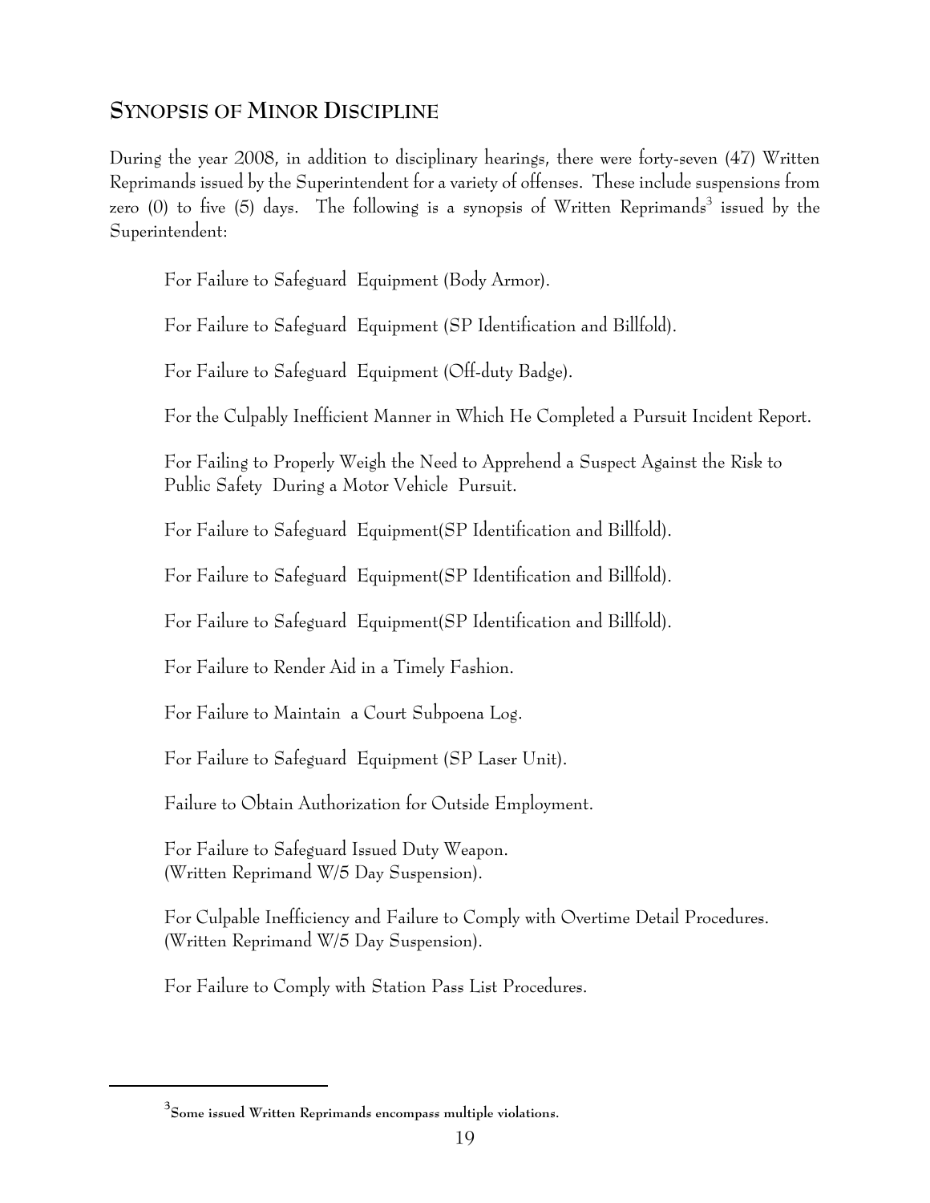## SYNOPSIS OF MINOR DISCIPLINE

During the year 2008, in addition to disciplinary hearings, there were forty-seven (47) Written Reprimands issued by the Superintendent for a variety of offenses. These include suspensions from zero (0) to five (5) days. The following is a synopsis of Written Reprimands[3] issued by the Superintendent:

For Failure to Safeguard Equipment (Body Armor).

For Failure to Safeguard Equipment (SP Identification and Billfold).

For Failure to Safeguard Equipment (Off-duty Badge).

For the Culpably Inefficient Manner in Which He Completed a Pursuit Incident Report.

For Failing to Properly Weigh the Need to Apprehend a Suspect Against the Risk to Public Safety During a Motor Vehicle Pursuit.

For Failure to Safeguard Equipment(SP Identification and Billfold).

For Failure to Safeguard Equipment(SP Identification and Billfold).

For Failure to Safeguard Equipment(SP Identification and Billfold).

For Failure to Render Aid in a Timely Fashion.

For Failure to Maintain a Court Subpoena Log.

For Failure to Safeguard Equipment (SP Laser Unit).

Failure to Obtain Authorization for Outside Employment.

For Failure to Safeguard Issued Duty Weapon.
(Written Reprimand W/5 Day Suspension).

For Culpable Inefficiency and Failure to Comply with Overtime Detail Procedures.
(Written Reprimand W/5 Day Suspension).

For Failure to Comply with Station Pass List Procedures.

---

[3] **Some issued Written Reprimands encompass multiple violations.**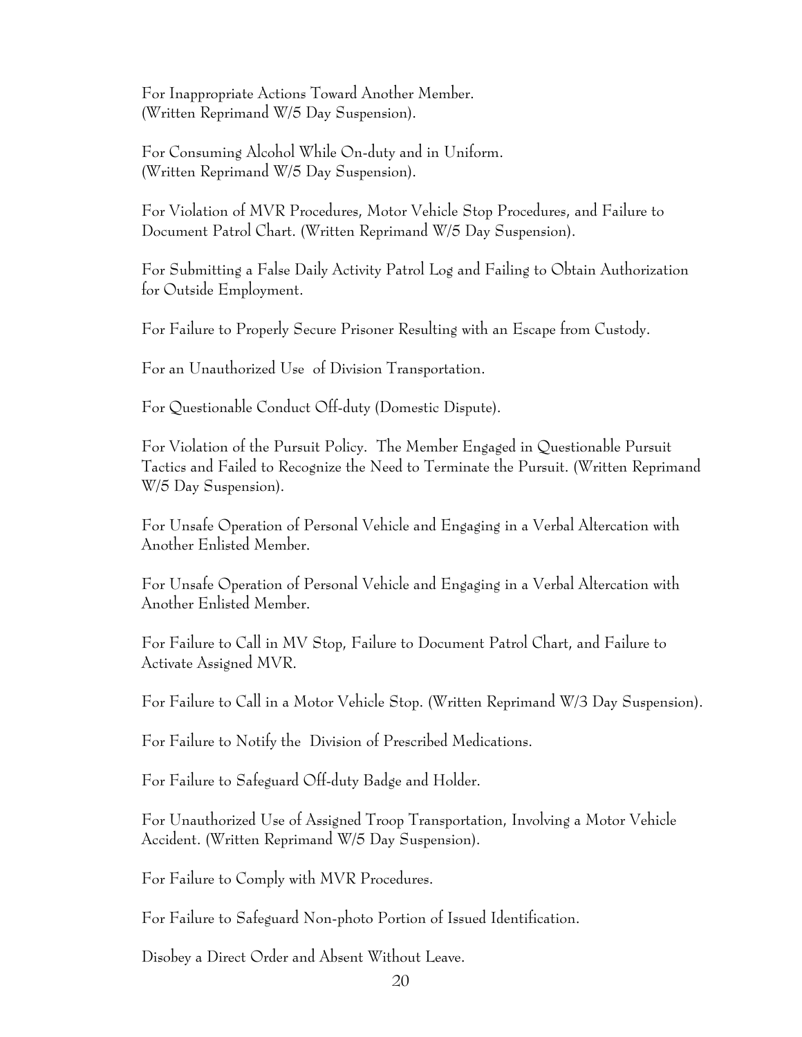For Inappropriate Actions Toward Another Member.
(Written Reprimand W/5 Day Suspension).

For Consuming Alcohol While On-duty and in Uniform.
(Written Reprimand W/5 Day Suspension).

For Violation of MVR Procedures, Motor Vehicle Stop Procedures, and Failure to Document Patrol Chart. (Written Reprimand W/5 Day Suspension).

For Submitting a False Daily Activity Patrol Log and Failing to Obtain Authorization for Outside Employment.

For Failure to Properly Secure Prisoner Resulting with an Escape from Custody.

For an Unauthorized Use of Division Transportation.

For Questionable Conduct Off-duty (Domestic Dispute).

For Violation of the Pursuit Policy. The Member Engaged in Questionable Pursuit Tactics and Failed to Recognize the Need to Terminate the Pursuit. (Written Reprimand W/5 Day Suspension).

For Unsafe Operation of Personal Vehicle and Engaging in a Verbal Altercation with Another Enlisted Member.

For Unsafe Operation of Personal Vehicle and Engaging in a Verbal Altercation with Another Enlisted Member.

For Failure to Call in MV Stop, Failure to Document Patrol Chart, and Failure to Activate Assigned MVR.

For Failure to Call in a Motor Vehicle Stop. (Written Reprimand W/3 Day Suspension).

For Failure to Notify the Division of Prescribed Medications.

For Failure to Safeguard Off-duty Badge and Holder.

For Unauthorized Use of Assigned Troop Transportation, Involving a Motor Vehicle Accident. (Written Reprimand W/5 Day Suspension).

For Failure to Comply with MVR Procedures.

For Failure to Safeguard Non-photo Portion of Issued Identification.

Disobey a Direct Order and Absent Without Leave.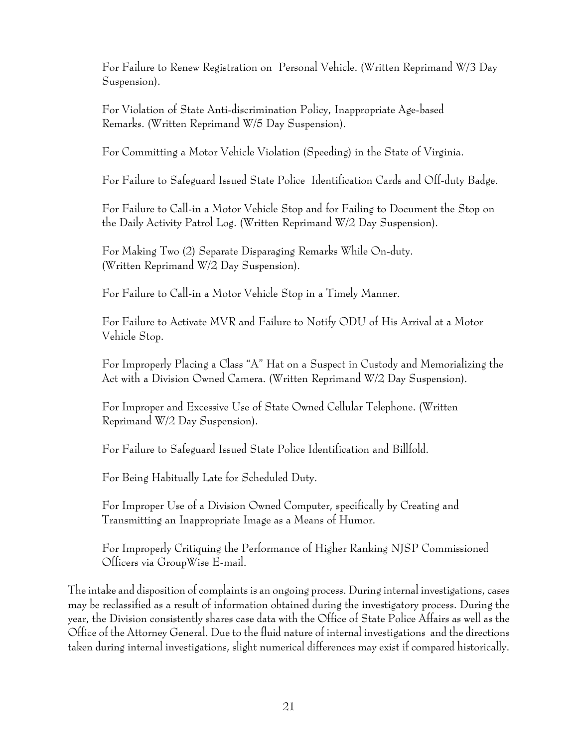For Failure to Renew Registration on Personal Vehicle. (Written Reprimand W/3 Day Suspension).

For Violation of State Anti-discrimination Policy, Inappropriate Age-based Remarks. (Written Reprimand W/5 Day Suspension).

For Committing a Motor Vehicle Violation (Speeding) in the State of Virginia.

For Failure to Safeguard Issued State Police Identification Cards and Off-duty Badge.

For Failure to Call-in a Motor Vehicle Stop and for Failing to Document the Stop on the Daily Activity Patrol Log. (Written Reprimand W/2 Day Suspension).

For Making Two (2) Separate Disparaging Remarks While On-duty. (Written Reprimand W/2 Day Suspension).

For Failure to Call-in a Motor Vehicle Stop in a Timely Manner.

For Failure to Activate MVR and Failure to Notify ODU of His Arrival at a Motor Vehicle Stop.

For Improperly Placing a Class "A" Hat on a Suspect in Custody and Memorializing the Act with a Division Owned Camera. (Written Reprimand W/2 Day Suspension).

For Improper and Excessive Use of State Owned Cellular Telephone. (Written Reprimand W/2 Day Suspension).

For Failure to Safeguard Issued State Police Identification and Billfold.

For Being Habitually Late for Scheduled Duty.

For Improper Use of a Division Owned Computer, specifically by Creating and Transmitting an Inappropriate Image as a Means of Humor.

For Improperly Critiquing the Performance of Higher Ranking NJSP Commissioned Officers via GroupWise E-mail.

The intake and disposition of complaints is an ongoing process. During internal investigations, cases may be reclassified as a result of information obtained during the investigatory process. During the year, the Division consistently shares case data with the Office of State Police Affairs as well as the Office of the Attorney General. Due to the fluid nature of internal investigations and the directions taken during internal investigations, slight numerical differences may exist if compared historically.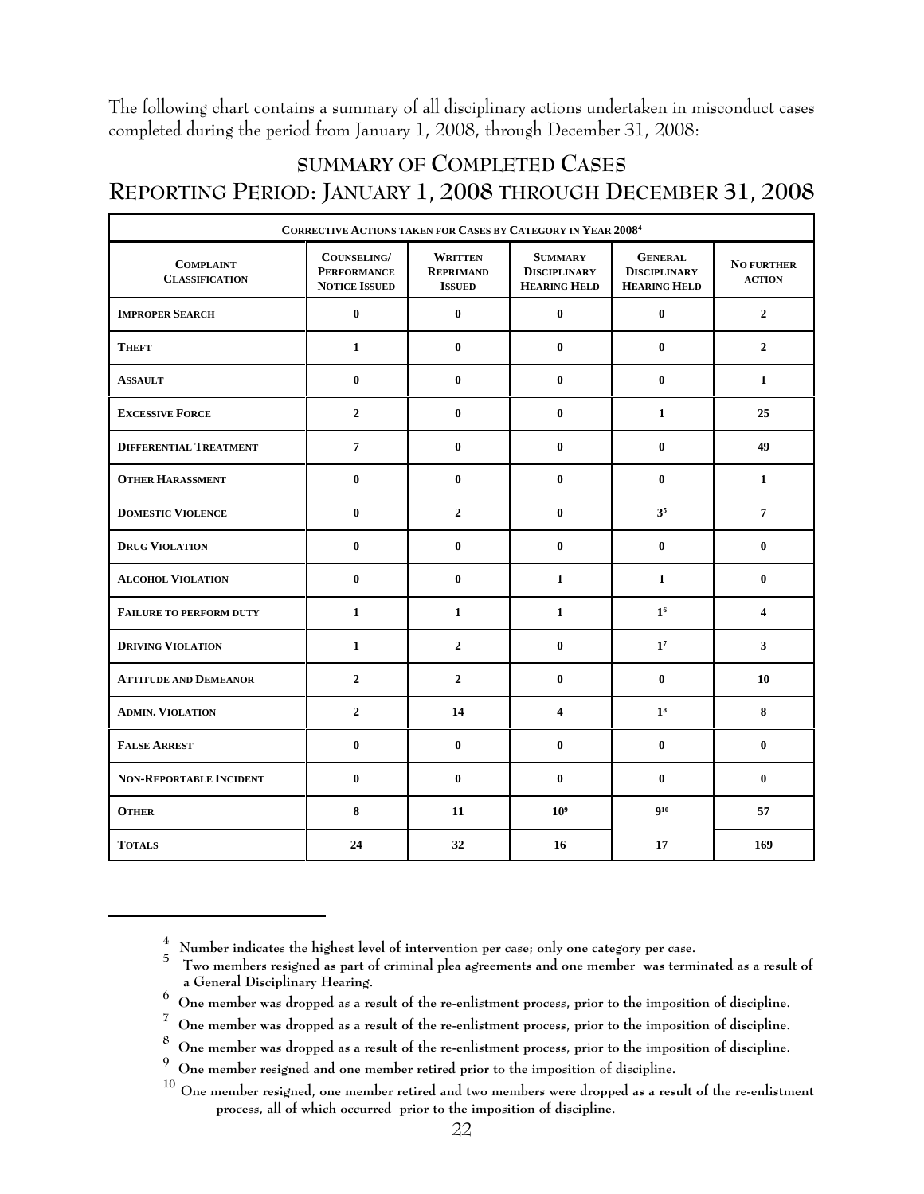The following chart contains a summary of all disciplinary actions undertaken in misconduct cases completed during the period from January 1, 2008, through December 31, 2008:

## SUMMARY OF COMPLETED CASES
## REPORTING PERIOD: JANUARY 1, 2008 THROUGH DECEMBER 31, 2008

| CORRECTIVE ACTIONS TAKEN FOR CASES BY CATEGORY IN YEAR 2008[4] | | | | | |
|---|---|---|---|---|---|
| **COMPLAINT CLASSIFICATION** | **COUNSELING/ PERFORMANCE NOTICE ISSUED** | **WRITTEN REPRIMAND ISSUED** | **SUMMARY DISCIPLINARY HEARING HELD** | **GENERAL DISCIPLINARY HEARING HELD** | **NO FURTHER ACTION** |
| **IMPROPER SEARCH** | 0 | 0 | 0 | 0 | 2 |
| **THEFT** | 1 | 0 | 0 | 0 | 2 |
| **ASSAULT** | 0 | 0 | 0 | 0 | 1 |
| **EXCESSIVE FORCE** | 2 | 0 | 0 | 1 | 25 |
| **DIFFERENTIAL TREATMENT** | 7 | 0 | 0 | 0 | 49 |
| **OTHER HARASSMENT** | 0 | 0 | 0 | 0 | 1 |
| **DOMESTIC VIOLENCE** | 0 | 2 | 0 | 3[5] | 7 |
| **DRUG VIOLATION** | 0 | 0 | 0 | 0 | 0 |
| **ALCOHOL VIOLATION** | 0 | 0 | 1 | 1 | 0 |
| **FAILURE TO PERFORM DUTY** | 1 | 1 | 1 | 1[6] | 4 |
| **DRIVING VIOLATION** | 1 | 2 | 0 | 1[7] | 3 |
| **ATTITUDE AND DEMEANOR** | 2 | 2 | 0 | 0 | 10 |
| **ADMIN. VIOLATION** | 2 | 14 | 4 | 1[8] | 8 |
| **FALSE ARREST** | 0 | 0 | 0 | 0 | 0 |
| **NON-REPORTABLE INCIDENT** | 0 | 0 | 0 | 0 | 0 |
| **OTHER** | 8 | 11 | 10[9] | 9[10] | 57 |
| **TOTALS** | 24 | 32 | 16 | 17 | 169 |

---

[4] Number indicates the highest level of intervention per case; only one category per case.

[5] Two members resigned as part of criminal plea agreements and one member was terminated as a result of a General Disciplinary Hearing.

[6] One member was dropped as a result of the re-enlistment process, prior to the imposition of discipline.

[7] One member was dropped as a result of the re-enlistment process, prior to the imposition of discipline.

[8] One member was dropped as a result of the re-enlistment process, prior to the imposition of discipline.

[9] One member resigned and one member retired prior to the imposition of discipline.

[10] One member resigned, one member retired and two members were dropped as a result of the re-enlistment process, all of which occurred prior to the imposition of discipline.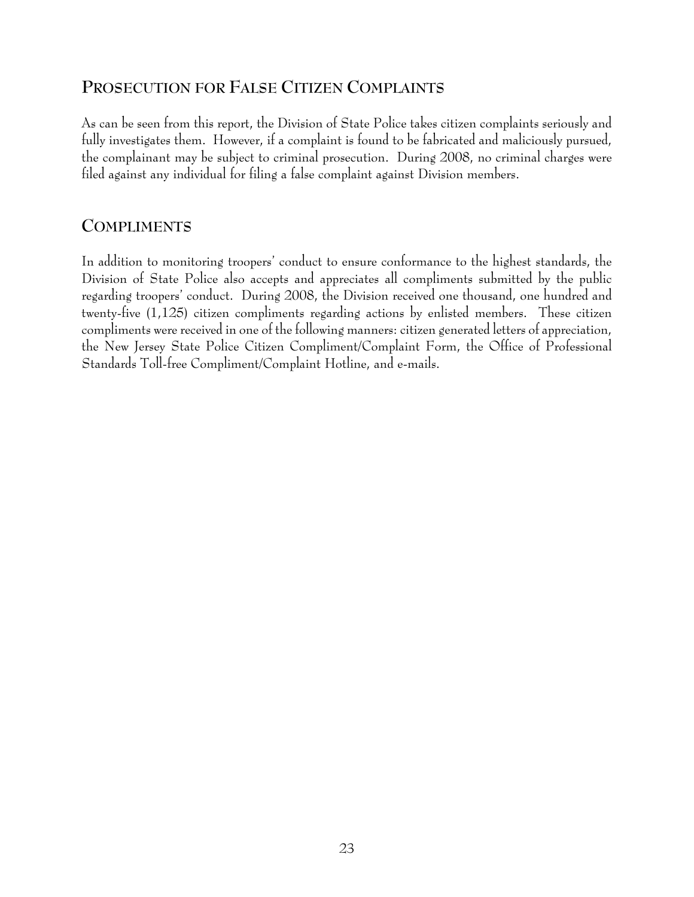## PROSECUTION FOR FALSE CITIZEN COMPLAINTS

As can be seen from this report, the Division of State Police takes citizen complaints seriously and fully investigates them. However, if a complaint is found to be fabricated and maliciously pursued, the complainant may be subject to criminal prosecution. During 2008, no criminal charges were filed against any individual for filing a false complaint against Division members.

## COMPLIMENTS

In addition to monitoring troopers' conduct to ensure conformance to the highest standards, the Division of State Police also accepts and appreciates all compliments submitted by the public regarding troopers' conduct. During 2008, the Division received one thousand, one hundred and twenty-five (1,125) citizen compliments regarding actions by enlisted members. These citizen compliments were received in one of the following manners: citizen generated letters of appreciation, the New Jersey State Police Citizen Compliment/Complaint Form, the Office of Professional Standards Toll-free Compliment/Complaint Hotline, and e-mails.